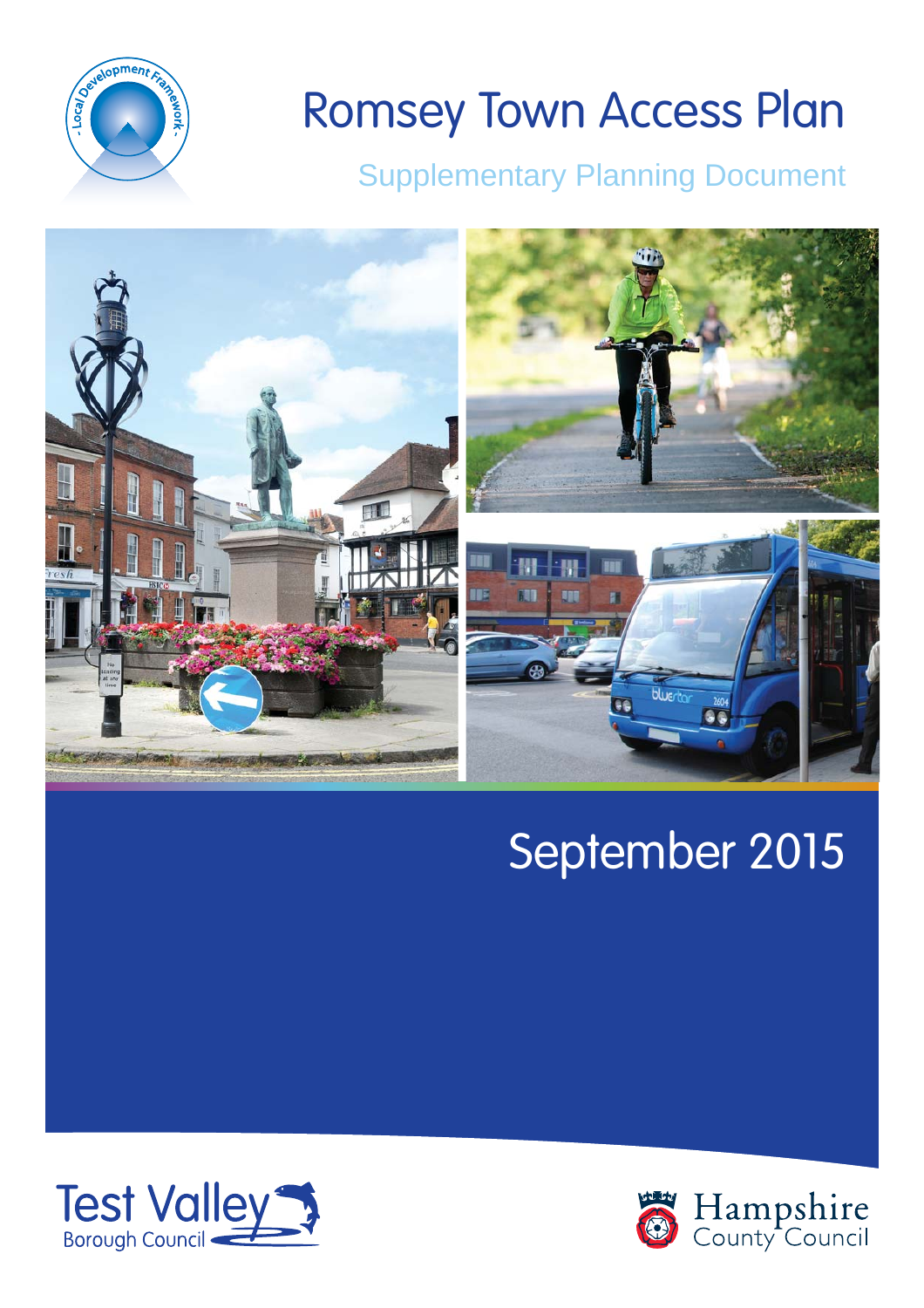# Romsey Town Access Plan

## Supplementary Planning Document

September 2015

Test Valley Borough Council

Hampshire County Council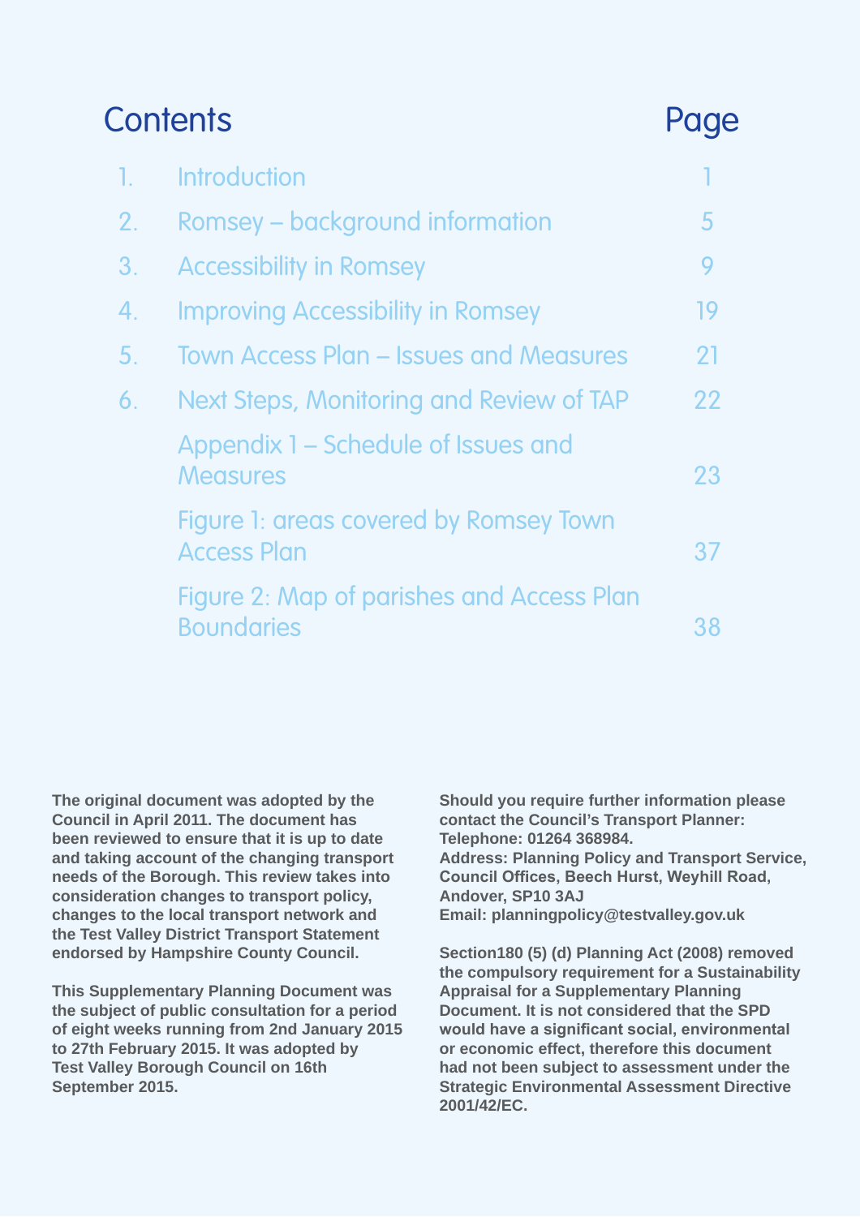# Contents

| | Contents | Page |
|---|---|---|
| 1. | Introduction | 1 |
| 2. | Romsey – background information | 5 |
| 3. | Accessibility in Romsey | 9 |
| 4. | Improving Accessibility in Romsey | 19 |
| 5. | Town Access Plan – Issues and Measures | 21 |
| 6. | Next Steps, Monitoring and Review of TAP | 22 |
| | Appendix 1 – Schedule of Issues and Measures | 23 |
| | Figure 1: areas covered by Romsey Town Access Plan | 37 |
| | Figure 2: Map of parishes and Access Plan Boundaries | 38 |

**The original document was adopted by the Council in April 2011. The document has been reviewed to ensure that it is up to date and taking account of the changing transport needs of the Borough. This review takes into consideration changes to transport policy, changes to the local transport network and the Test Valley District Transport Statement endorsed by Hampshire County Council.**

**This Supplementary Planning Document was the subject of public consultation for a period of eight weeks running from 2nd January 2015 to 27th February 2015. It was adopted by Test Valley Borough Council on 16th September 2015.**

**Should you require further information please contact the Council's Transport Planner:**
**Telephone: 01264 368984.**
**Address: Planning Policy and Transport Service, Council Offices, Beech Hurst, Weyhill Road, Andover, SP10 3AJ**
**Email: planningpolicy@testvalley.gov.uk**

**Section180 (5) (d) Planning Act (2008) removed the compulsory requirement for a Sustainability Appraisal for a Supplementary Planning Document. It is not considered that the SPD would have a significant social, environmental or economic effect, therefore this document had not been subject to assessment under the Strategic Environmental Assessment Directive 2001/42/EC.**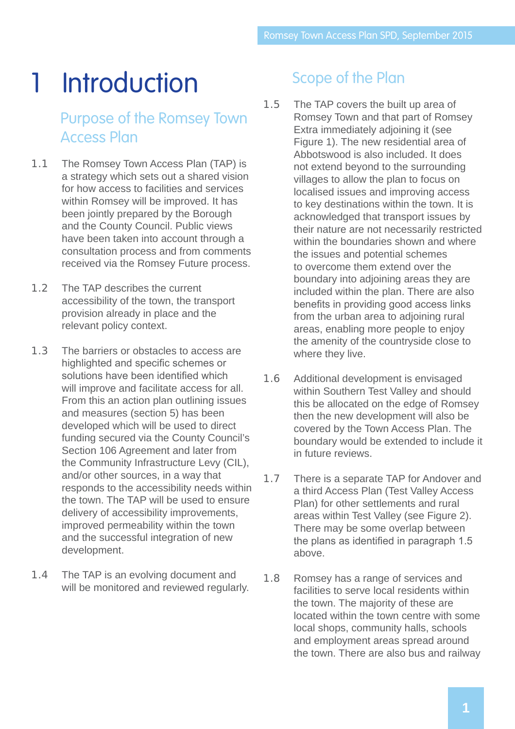# 1 Introduction

## Purpose of the Romsey Town Access Plan

1.1 The Romsey Town Access Plan (TAP) is a strategy which sets out a shared vision for how access to facilities and services within Romsey will be improved. It has been jointly prepared by the Borough and the County Council. Public views have been taken into account through a consultation process and from comments received via the Romsey Future process.

1.2 The TAP describes the current accessibility of the town, the transport provision already in place and the relevant policy context.

1.3 The barriers or obstacles to access are highlighted and specific schemes or solutions have been identified which will improve and facilitate access for all. From this an action plan outlining issues and measures (section 5) has been developed which will be used to direct funding secured via the County Council's Section 106 Agreement and later from the Community Infrastructure Levy (CIL), and/or other sources, in a way that responds to the accessibility needs within the town. The TAP will be used to ensure delivery of accessibility improvements, improved permeability within the town and the successful integration of new development.

1.4 The TAP is an evolving document and will be monitored and reviewed regularly.

## Scope of the Plan

1.5 The TAP covers the built up area of Romsey Town and that part of Romsey Extra immediately adjoining it (see Figure 1). The new residential area of Abbotswood is also included. It does not extend beyond to the surrounding villages to allow the plan to focus on localised issues and improving access to key destinations within the town. It is acknowledged that transport issues by their nature are not necessarily restricted within the boundaries shown and where the issues and potential schemes to overcome them extend over the boundary into adjoining areas they are included within the plan. There are also benefits in providing good access links from the urban area to adjoining rural areas, enabling more people to enjoy the amenity of the countryside close to where they live.

1.6 Additional development is envisaged within Southern Test Valley and should this be allocated on the edge of Romsey then the new development will also be covered by the Town Access Plan. The boundary would be extended to include it in future reviews.

1.7 There is a separate TAP for Andover and a third Access Plan (Test Valley Access Plan) for other settlements and rural areas within Test Valley (see Figure 2). There may be some overlap between the plans as identified in paragraph 1.5 above.

1.8 Romsey has a range of services and facilities to serve local residents within the town. The majority of these are located within the town centre with some local shops, community halls, schools and employment areas spread around the town. There are also bus and railway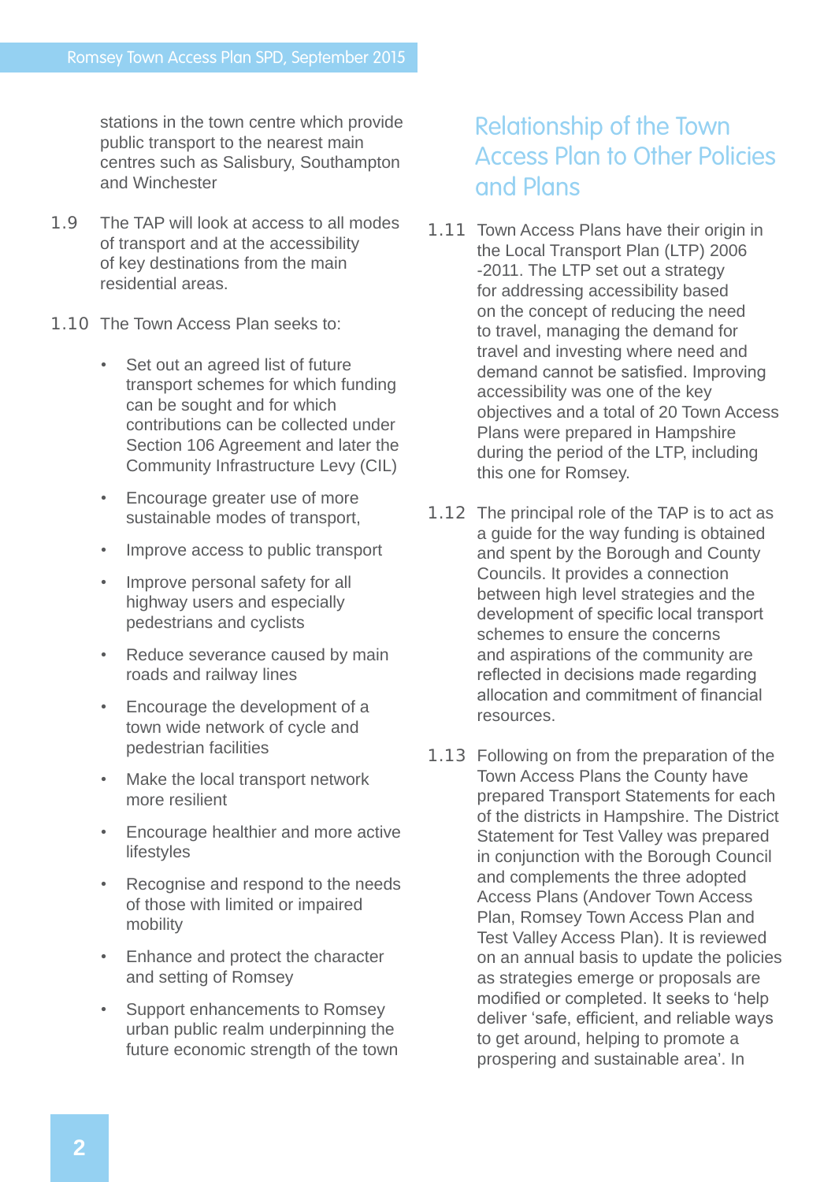stations in the town centre which provide public transport to the nearest main centres such as Salisbury, Southampton and Winchester

1.9 The TAP will look at access to all modes of transport and at the accessibility of key destinations from the main residential areas.

1.10 The Town Access Plan seeks to:

- Set out an agreed list of future transport schemes for which funding can be sought and for which contributions can be collected under Section 106 Agreement and later the Community Infrastructure Levy (CIL)
- Encourage greater use of more sustainable modes of transport,
- Improve access to public transport
- Improve personal safety for all highway users and especially pedestrians and cyclists
- Reduce severance caused by main roads and railway lines
- Encourage the development of a town wide network of cycle and pedestrian facilities
- Make the local transport network more resilient
- Encourage healthier and more active lifestyles
- Recognise and respond to the needs of those with limited or impaired mobility
- Enhance and protect the character and setting of Romsey
- Support enhancements to Romsey urban public realm underpinning the future economic strength of the town

## Relationship of the Town Access Plan to Other Policies and Plans

1.11 Town Access Plans have their origin in the Local Transport Plan (LTP) 2006 -2011. The LTP set out a strategy for addressing accessibility based on the concept of reducing the need to travel, managing the demand for travel and investing where need and demand cannot be satisfied. Improving accessibility was one of the key objectives and a total of 20 Town Access Plans were prepared in Hampshire during the period of the LTP, including this one for Romsey.

1.12 The principal role of the TAP is to act as a guide for the way funding is obtained and spent by the Borough and County Councils. It provides a connection between high level strategies and the development of specific local transport schemes to ensure the concerns and aspirations of the community are reflected in decisions made regarding allocation and commitment of financial resources.

1.13 Following on from the preparation of the Town Access Plans the County have prepared Transport Statements for each of the districts in Hampshire. The District Statement for Test Valley was prepared in conjunction with the Borough Council and complements the three adopted Access Plans (Andover Town Access Plan, Romsey Town Access Plan and Test Valley Access Plan). It is reviewed on an annual basis to update the policies as strategies emerge or proposals are modified or completed. It seeks to 'help deliver 'safe, efficient, and reliable ways to get around, helping to promote a prospering and sustainable area'. In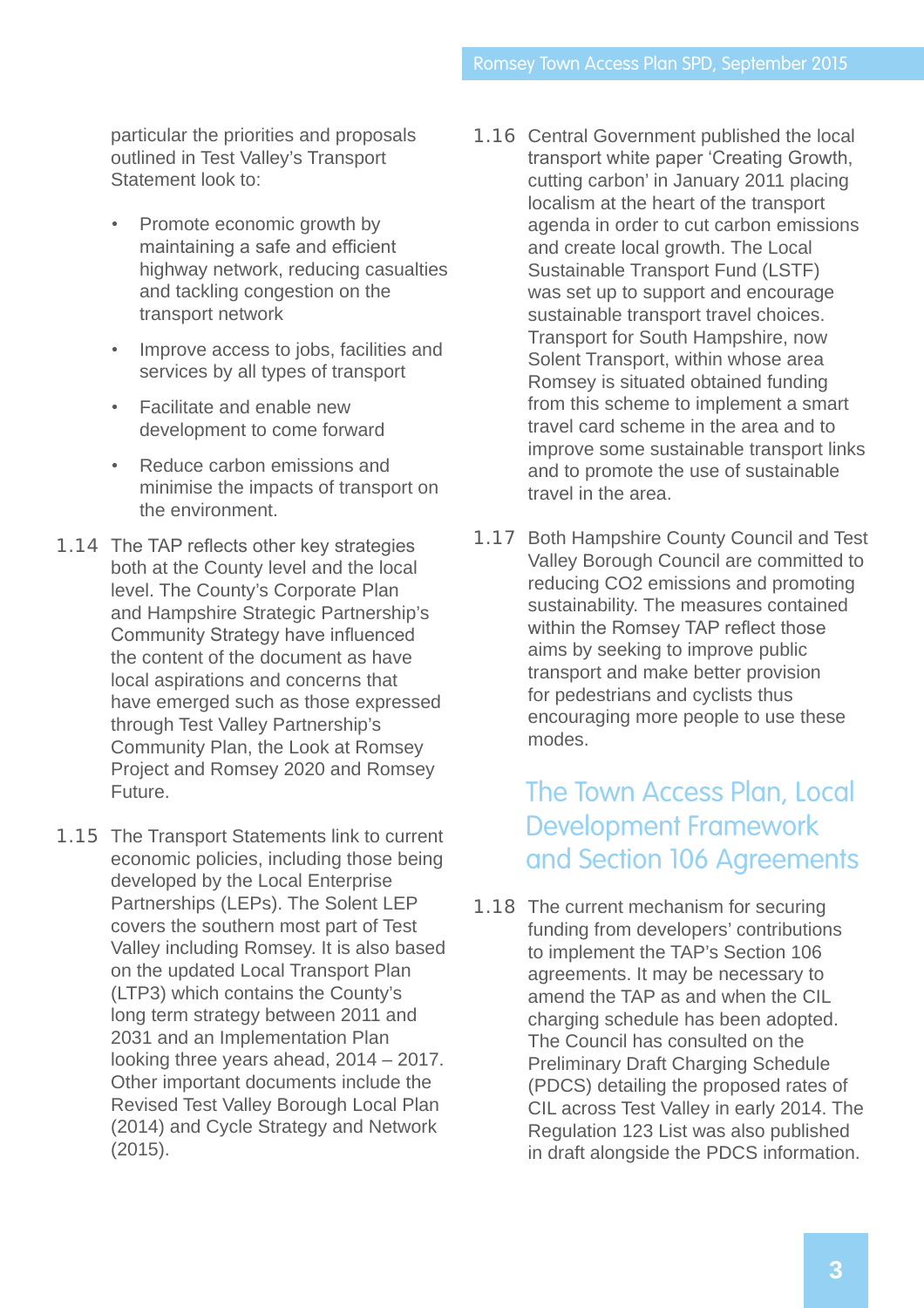particular the priorities and proposals outlined in Test Valley's Transport Statement look to:

- Promote economic growth by maintaining a safe and efficient highway network, reducing casualties and tackling congestion on the transport network
- Improve access to jobs, facilities and services by all types of transport
- Facilitate and enable new development to come forward
- Reduce carbon emissions and minimise the impacts of transport on the environment.

1.14 The TAP reflects other key strategies both at the County level and the local level. The County's Corporate Plan and Hampshire Strategic Partnership's Community Strategy have influenced the content of the document as have local aspirations and concerns that have emerged such as those expressed through Test Valley Partnership's Community Plan, the Look at Romsey Project and Romsey 2020 and Romsey Future.

1.15 The Transport Statements link to current economic policies, including those being developed by the Local Enterprise Partnerships (LEPs). The Solent LEP covers the southern most part of Test Valley including Romsey. It is also based on the updated Local Transport Plan (LTP3) which contains the County's long term strategy between 2011 and 2031 and an Implementation Plan looking three years ahead, 2014 – 2017. Other important documents include the Revised Test Valley Borough Local Plan (2014) and Cycle Strategy and Network (2015).

1.16 Central Government published the local transport white paper 'Creating Growth, cutting carbon' in January 2011 placing localism at the heart of the transport agenda in order to cut carbon emissions and create local growth. The Local Sustainable Transport Fund (LSTF) was set up to support and encourage sustainable transport travel choices. Transport for South Hampshire, now Solent Transport, within whose area Romsey is situated obtained funding from this scheme to implement a smart travel card scheme in the area and to improve some sustainable transport links and to promote the use of sustainable travel in the area.

1.17 Both Hampshire County Council and Test Valley Borough Council are committed to reducing $CO_2$ emissions and promoting sustainability. The measures contained within the Romsey TAP reflect those aims by seeking to improve public transport and make better provision for pedestrians and cyclists thus encouraging more people to use these modes.

## The Town Access Plan, Local Development Framework and Section 106 Agreements

1.18 The current mechanism for securing funding from developers' contributions to implement the TAP's Section 106 agreements. It may be necessary to amend the TAP as and when the CIL charging schedule has been adopted. The Council has consulted on the Preliminary Draft Charging Schedule (PDCS) detailing the proposed rates of CIL across Test Valley in early 2014. The Regulation 123 List was also published in draft alongside the PDCS information.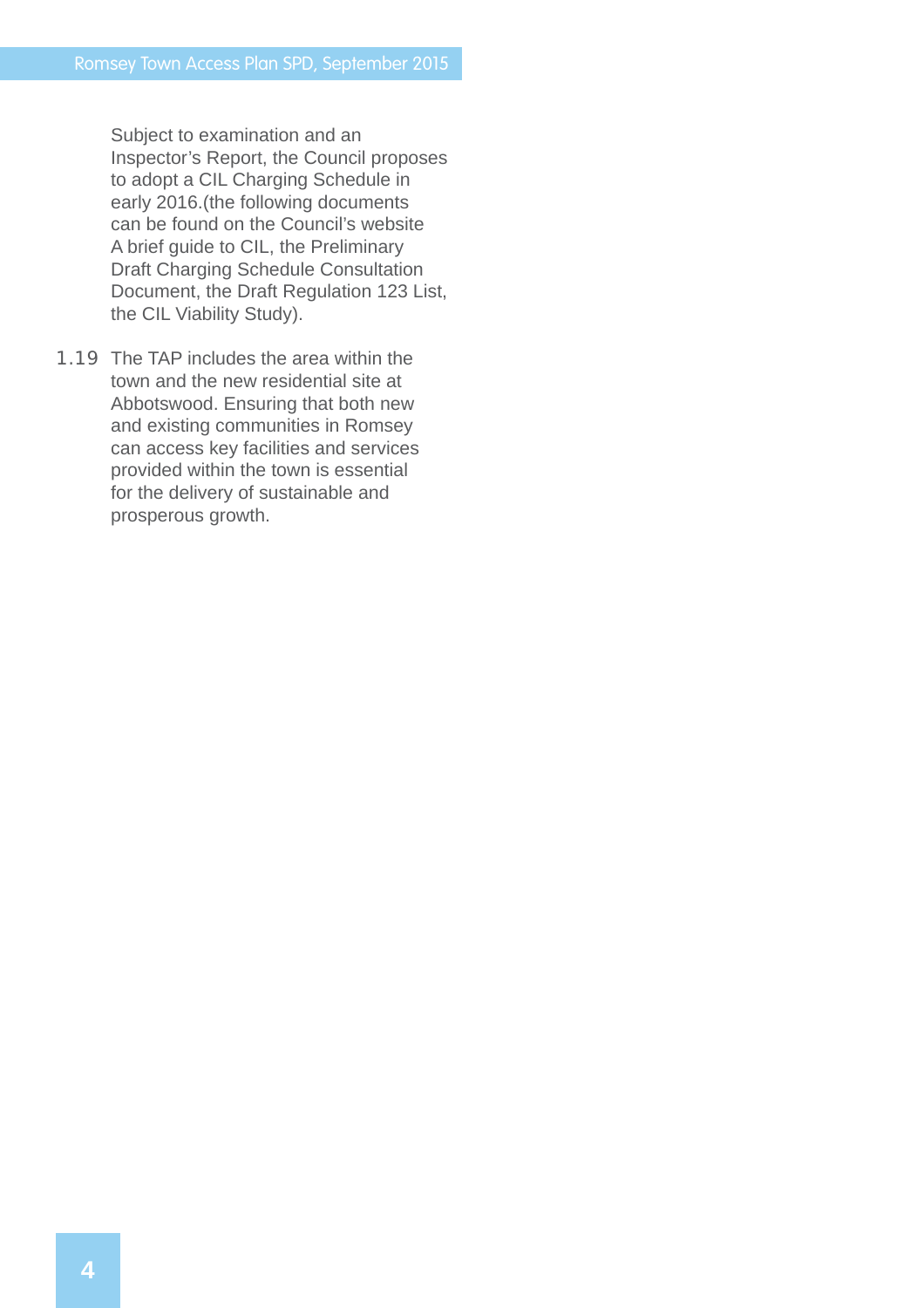Subject to examination and an Inspector's Report, the Council proposes to adopt a CIL Charging Schedule in early 2016.(the following documents can be found on the Council's website A brief guide to CIL, the Preliminary Draft Charging Schedule Consultation Document, the Draft Regulation 123 List, the CIL Viability Study).

1.19 The TAP includes the area within the town and the new residential site at Abbotswood. Ensuring that both new and existing communities in Romsey can access key facilities and services provided within the town is essential for the delivery of sustainable and prosperous growth.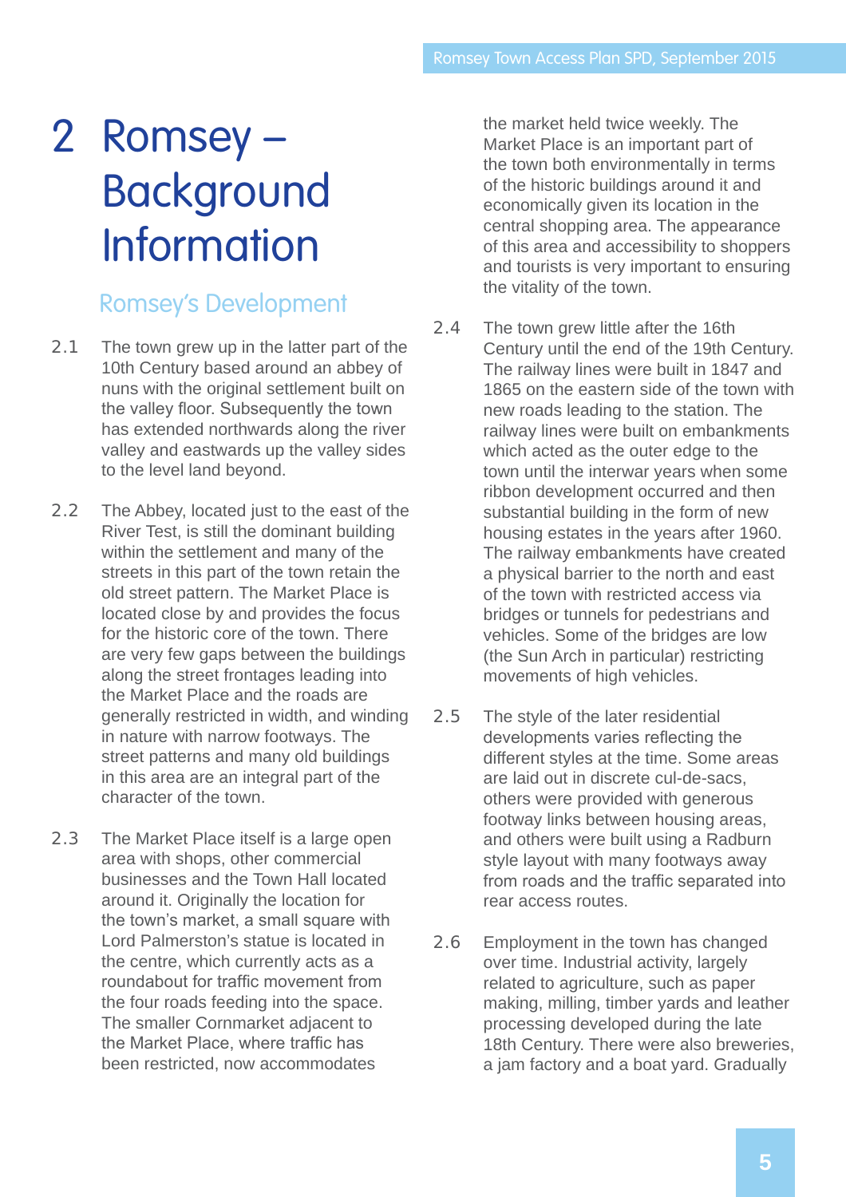# 2 Romsey – Background Information

## Romsey's Development

2.1 The town grew up in the latter part of the 10th Century based around an abbey of nuns with the original settlement built on the valley floor. Subsequently the town has extended northwards along the river valley and eastwards up the valley sides to the level land beyond.

2.2 The Abbey, located just to the east of the River Test, is still the dominant building within the settlement and many of the streets in this part of the town retain the old street pattern. The Market Place is located close by and provides the focus for the historic core of the town. There are very few gaps between the buildings along the street frontages leading into the Market Place and the roads are generally restricted in width, and winding in nature with narrow footways. The street patterns and many old buildings in this area are an integral part of the character of the town.

2.3 The Market Place itself is a large open area with shops, other commercial businesses and the Town Hall located around it. Originally the location for the town's market, a small square with Lord Palmerston's statue is located in the centre, which currently acts as a roundabout for traffic movement from the four roads feeding into the space. The smaller Cornmarket adjacent to the Market Place, where traffic has been restricted, now accommodates the market held twice weekly. The Market Place is an important part of the town both environmentally in terms of the historic buildings around it and economically given its location in the central shopping area. The appearance of this area and accessibility to shoppers and tourists is very important to ensuring the vitality of the town.

2.4 The town grew little after the 16th Century until the end of the 19th Century. The railway lines were built in 1847 and 1865 on the eastern side of the town with new roads leading to the station. The railway lines were built on embankments which acted as the outer edge to the town until the interwar years when some ribbon development occurred and then substantial building in the form of new housing estates in the years after 1960. The railway embankments have created a physical barrier to the north and east of the town with restricted access via bridges or tunnels for pedestrians and vehicles. Some of the bridges are low (the Sun Arch in particular) restricting movements of high vehicles.

2.5 The style of the later residential developments varies reflecting the different styles at the time. Some areas are laid out in discrete cul-de-sacs, others were provided with generous footway links between housing areas, and others were built using a Radburn style layout with many footways away from roads and the traffic separated into rear access routes.

2.6 Employment in the town has changed over time. Industrial activity, largely related to agriculture, such as paper making, milling, timber yards and leather processing developed during the late 18th Century. There were also breweries, a jam factory and a boat yard. Gradually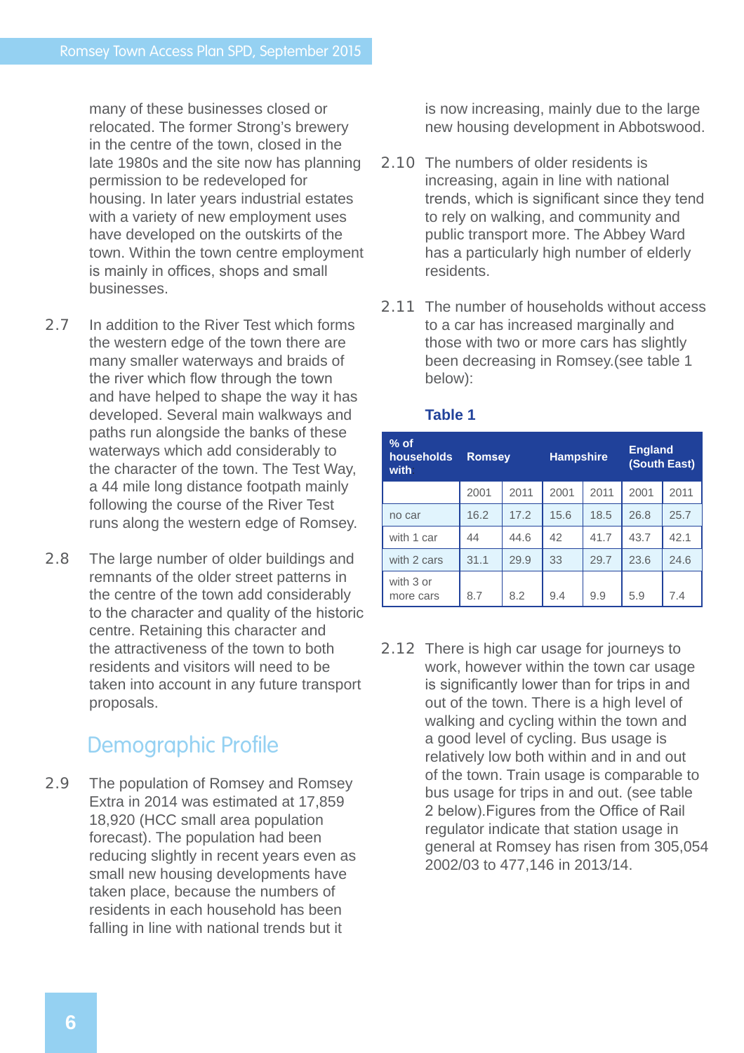many of these businesses closed or relocated. The former Strong's brewery in the centre of the town, closed in the late 1980s and the site now has planning permission to be redeveloped for housing. In later years industrial estates with a variety of new employment uses have developed on the outskirts of the town. Within the town centre employment is mainly in offices, shops and small businesses.

2.7 In addition to the River Test which forms the western edge of the town there are many smaller waterways and braids of the river which flow through the town and have helped to shape the way it has developed. Several main walkways and paths run alongside the banks of these waterways which add considerably to the character of the town. The Test Way, a 44 mile long distance footpath mainly following the course of the River Test runs along the western edge of Romsey.

2.8 The large number of older buildings and remnants of the older street patterns in the centre of the town add considerably to the character and quality of the historic centre. Retaining this character and the attractiveness of the town to both residents and visitors will need to be taken into account in any future transport proposals.

## Demographic Profile

2.9 The population of Romsey and Romsey Extra in 2014 was estimated at 17,859 18,920 (HCC small area population forecast). The population had been reducing slightly in recent years even as small new housing developments have taken place, because the numbers of residents in each household has been falling in line with national trends but it is now increasing, mainly due to the large new housing development in Abbotswood.

2.10 The numbers of older residents is increasing, again in line with national trends, which is significant since they tend to rely on walking, and community and public transport more. The Abbey Ward has a particularly high number of elderly residents.

2.11 The number of households without access to a car has increased marginally and those with two or more cars has slightly been decreasing in Romsey.(see table 1 below):

**Table 1**

| % of households with | Romsey | | Hampshire | | England (South East) | |
|---|---|---|---|---|---|---|
| | 2001 | 2011 | 2001 | 2011 | 2001 | 2011 |
| no car | 16.2 | 17.2 | 15.6 | 18.5 | 26.8 | 25.7 |
| with 1 car | 44 | 44.6 | 42 | 41.7 | 43.7 | 42.1 |
| with 2 cars | 31.1 | 29.9 | 33 | 29.7 | 23.6 | 24.6 |
| with 3 or more cars | 8.7 | 8.2 | 9.4 | 9.9 | 5.9 | 7.4 |

2.12 There is high car usage for journeys to work, however within the town car usage is significantly lower than for trips in and out of the town. There is a high level of walking and cycling within the town and a good level of cycling. Bus usage is relatively low both within and in and out of the town. Train usage is comparable to bus usage for trips in and out. (see table 2 below).Figures from the Office of Rail regulator indicate that station usage in general at Romsey has risen from 305,054 2002/03 to 477,146 in 2013/14.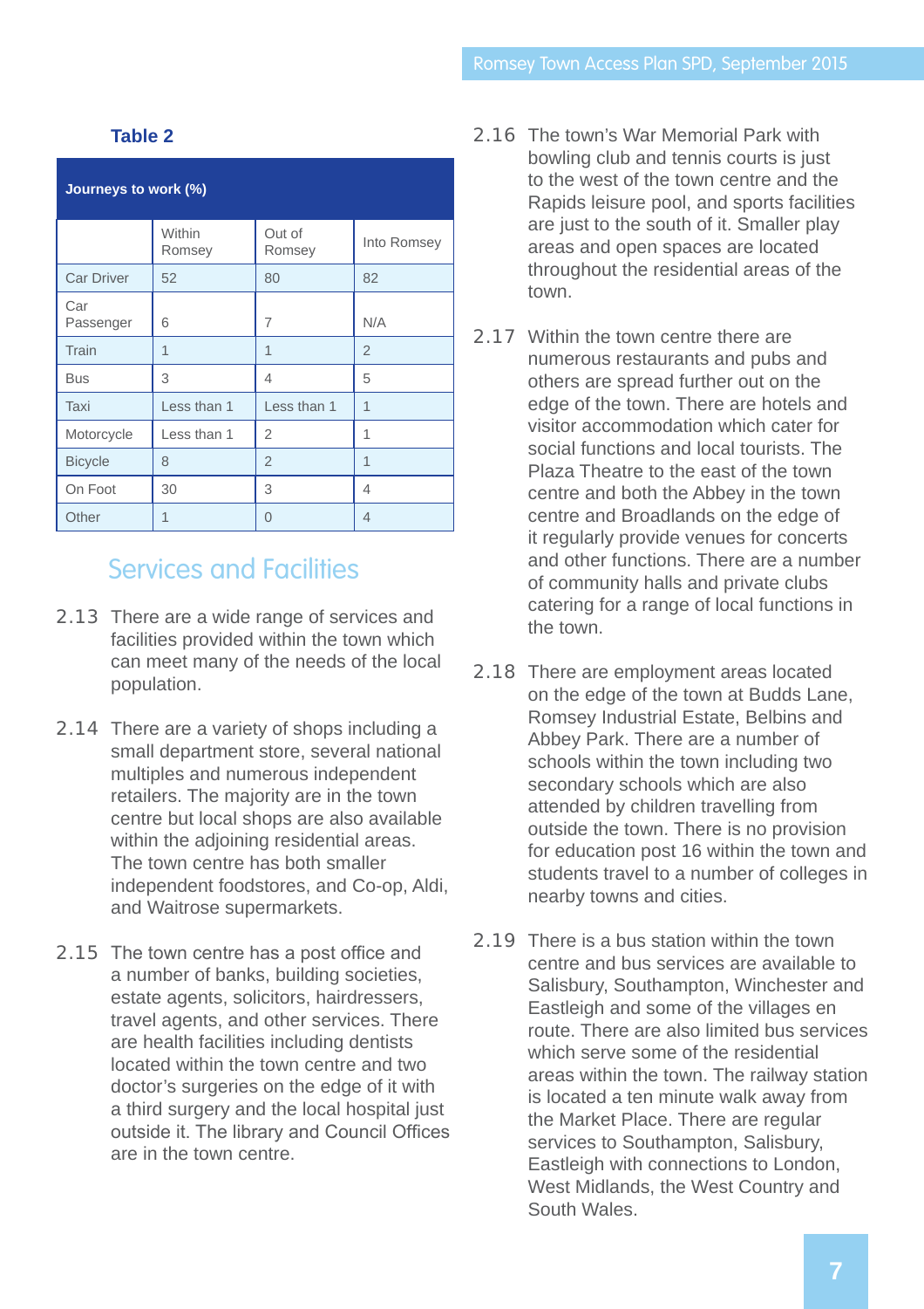**Table 2**

| Journeys to work (%) | | | |
|---|---|---|---|
| | Within Romsey | Out of Romsey | Into Romsey |
| Car Driver | 52 | 80 | 82 |
| Car Passenger | 6 | 7 | N/A |
| Train | 1 | 1 | 2 |
| Bus | 3 | 4 | 5 |
| Taxi | Less than 1 | Less than 1 | 1 |
| Motorcycle | Less than 1 | 2 | 1 |
| Bicycle | 8 | 2 | 1 |
| On Foot | 30 | 3 | 4 |
| Other | 1 | 0 | 4 |

## Services and Facilities

2.13 There are a wide range of services and facilities provided within the town which can meet many of the needs of the local population.

2.14 There are a variety of shops including a small department store, several national multiples and numerous independent retailers. The majority are in the town centre but local shops are also available within the adjoining residential areas. The town centre has both smaller independent foodstores, and Co-op, Aldi, and Waitrose supermarkets.

2.15 The town centre has a post office and a number of banks, building societies, estate agents, solicitors, hairdressers, travel agents, and other services. There are health facilities including dentists located within the town centre and two doctor's surgeries on the edge of it with a third surgery and the local hospital just outside it. The library and Council Offices are in the town centre.

2.16 The town's War Memorial Park with bowling club and tennis courts is just to the west of the town centre and the Rapids leisure pool, and sports facilities are just to the south of it. Smaller play areas and open spaces are located throughout the residential areas of the town.

2.17 Within the town centre there are numerous restaurants and pubs and others are spread further out on the edge of the town. There are hotels and visitor accommodation which cater for social functions and local tourists. The Plaza Theatre to the east of the town centre and both the Abbey in the town centre and Broadlands on the edge of it regularly provide venues for concerts and other functions. There are a number of community halls and private clubs catering for a range of local functions in the town.

2.18 There are employment areas located on the edge of the town at Budds Lane, Romsey Industrial Estate, Belbins and Abbey Park. There are a number of schools within the town including two secondary schools which are also attended by children travelling from outside the town. There is no provision for education post 16 within the town and students travel to a number of colleges in nearby towns and cities.

2.19 There is a bus station within the town centre and bus services are available to Salisbury, Southampton, Winchester and Eastleigh and some of the villages en route. There are also limited bus services which serve some of the residential areas within the town. The railway station is located a ten minute walk away from the Market Place. There are regular services to Southampton, Salisbury, Eastleigh with connections to London, West Midlands, the West Country and South Wales.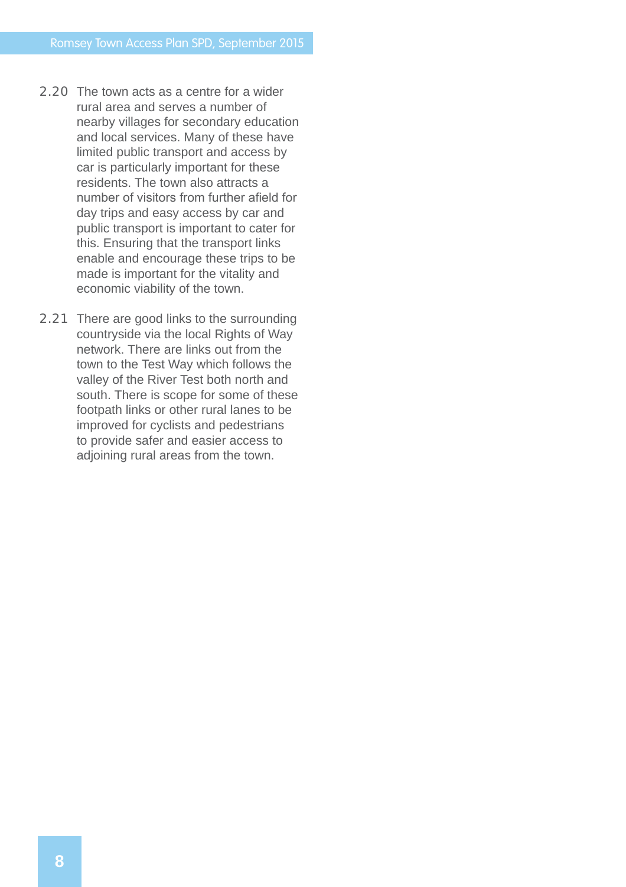2.20 The town acts as a centre for a wider rural area and serves a number of nearby villages for secondary education and local services. Many of these have limited public transport and access by car is particularly important for these residents. The town also attracts a number of visitors from further afield for day trips and easy access by car and public transport is important to cater for this. Ensuring that the transport links enable and encourage these trips to be made is important for the vitality and economic viability of the town.

2.21 There are good links to the surrounding countryside via the local Rights of Way network. There are links out from the town to the Test Way which follows the valley of the River Test both north and south. There is scope for some of these footpath links or other rural lanes to be improved for cyclists and pedestrians to provide safer and easier access to adjoining rural areas from the town.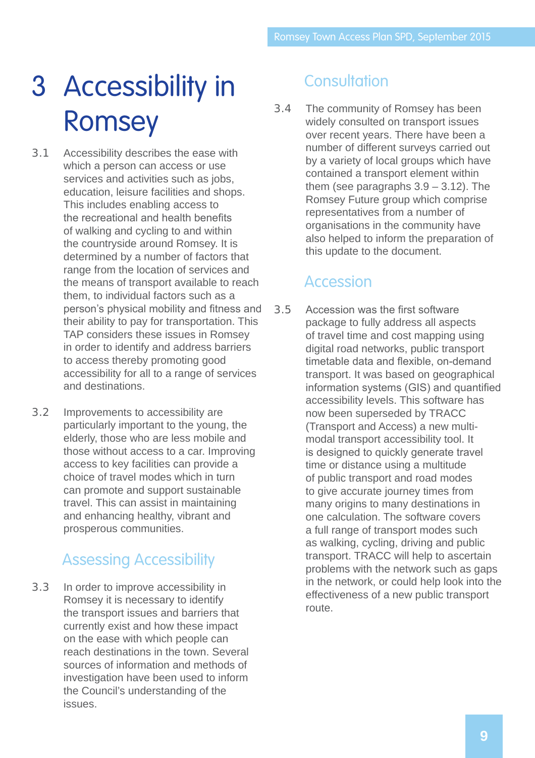# 3 Accessibility in Romsey

3.1 Accessibility describes the ease with which a person can access or use services and activities such as jobs, education, leisure facilities and shops. This includes enabling access to the recreational and health benefits of walking and cycling to and within the countryside around Romsey. It is determined by a number of factors that range from the location of services and the means of transport available to reach them, to individual factors such as a person's physical mobility and fitness and their ability to pay for transportation. This TAP considers these issues in Romsey in order to identify and address barriers to access thereby promoting good accessibility for all to a range of services and destinations.

3.2 Improvements to accessibility are particularly important to the young, the elderly, those who are less mobile and those without access to a car. Improving access to key facilities can provide a choice of travel modes which in turn can promote and support sustainable travel. This can assist in maintaining and enhancing healthy, vibrant and prosperous communities.

## Assessing Accessibility

3.3 In order to improve accessibility in Romsey it is necessary to identify the transport issues and barriers that currently exist and how these impact on the ease with which people can reach destinations in the town. Several sources of information and methods of investigation have been used to inform the Council's understanding of the issues.

## Consultation

3.4 The community of Romsey has been widely consulted on transport issues over recent years. There have been a number of different surveys carried out by a variety of local groups which have contained a transport element within them (see paragraphs 3.9 – 3.12). The Romsey Future group which comprise representatives from a number of organisations in the community have also helped to inform the preparation of this update to the document.

## Accession

3.5 Accession was the first software package to fully address all aspects of travel time and cost mapping using digital road networks, public transport timetable data and flexible, on-demand transport. It was based on geographical information systems (GIS) and quantified accessibility levels. This software has now been superseded by TRACC (Transport and Access) a new multi-modal transport accessibility tool. It is designed to quickly generate travel time or distance using a multitude of public transport and road modes to give accurate journey times from many origins to many destinations in one calculation. The software covers a full range of transport modes such as walking, cycling, driving and public transport. TRACC will help to ascertain problems with the network such as gaps in the network, or could help look into the effectiveness of a new public transport route.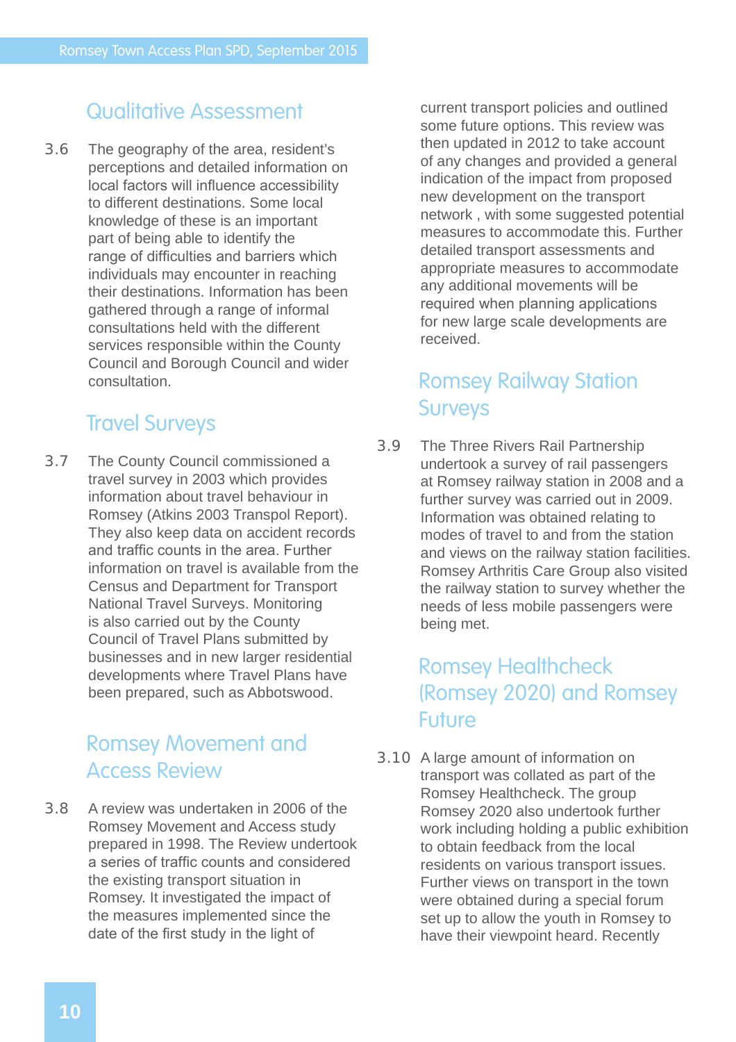## Qualitative Assessment

3.6 The geography of the area, resident's perceptions and detailed information on local factors will influence accessibility to different destinations. Some local knowledge of these is an important part of being able to identify the range of difficulties and barriers which individuals may encounter in reaching their destinations. Information has been gathered through a range of informal consultations held with the different services responsible within the County Council and Borough Council and wider consultation.

## Travel Surveys

3.7 The County Council commissioned a travel survey in 2003 which provides information about travel behaviour in Romsey (Atkins 2003 Transpol Report). They also keep data on accident records and traffic counts in the area. Further information on travel is available from the Census and Department for Transport National Travel Surveys. Monitoring is also carried out by the County Council of Travel Plans submitted by businesses and in new larger residential developments where Travel Plans have been prepared, such as Abbotswood.

## Romsey Movement and Access Review

3.8 A review was undertaken in 2006 of the Romsey Movement and Access study prepared in 1998. The Review undertook a series of traffic counts and considered the existing transport situation in Romsey. It investigated the impact of the measures implemented since the date of the first study in the light of current transport policies and outlined some future options. This review was then updated in 2012 to take account of any changes and provided a general indication of the impact from proposed new development on the transport network , with some suggested potential measures to accommodate this. Further detailed transport assessments and appropriate measures to accommodate any additional movements will be required when planning applications for new large scale developments are received.

## Romsey Railway Station Surveys

3.9 The Three Rivers Rail Partnership undertook a survey of rail passengers at Romsey railway station in 2008 and a further survey was carried out in 2009. Information was obtained relating to modes of travel to and from the station and views on the railway station facilities. Romsey Arthritis Care Group also visited the railway station to survey whether the needs of less mobile passengers were being met.

## Romsey Healthcheck (Romsey 2020) and Romsey Future

3.10 A large amount of information on transport was collated as part of the Romsey Healthcheck. The group Romsey 2020 also undertook further work including holding a public exhibition to obtain feedback from the local residents on various transport issues. Further views on transport in the town were obtained during a special forum set up to allow the youth in Romsey to have their viewpoint heard. Recently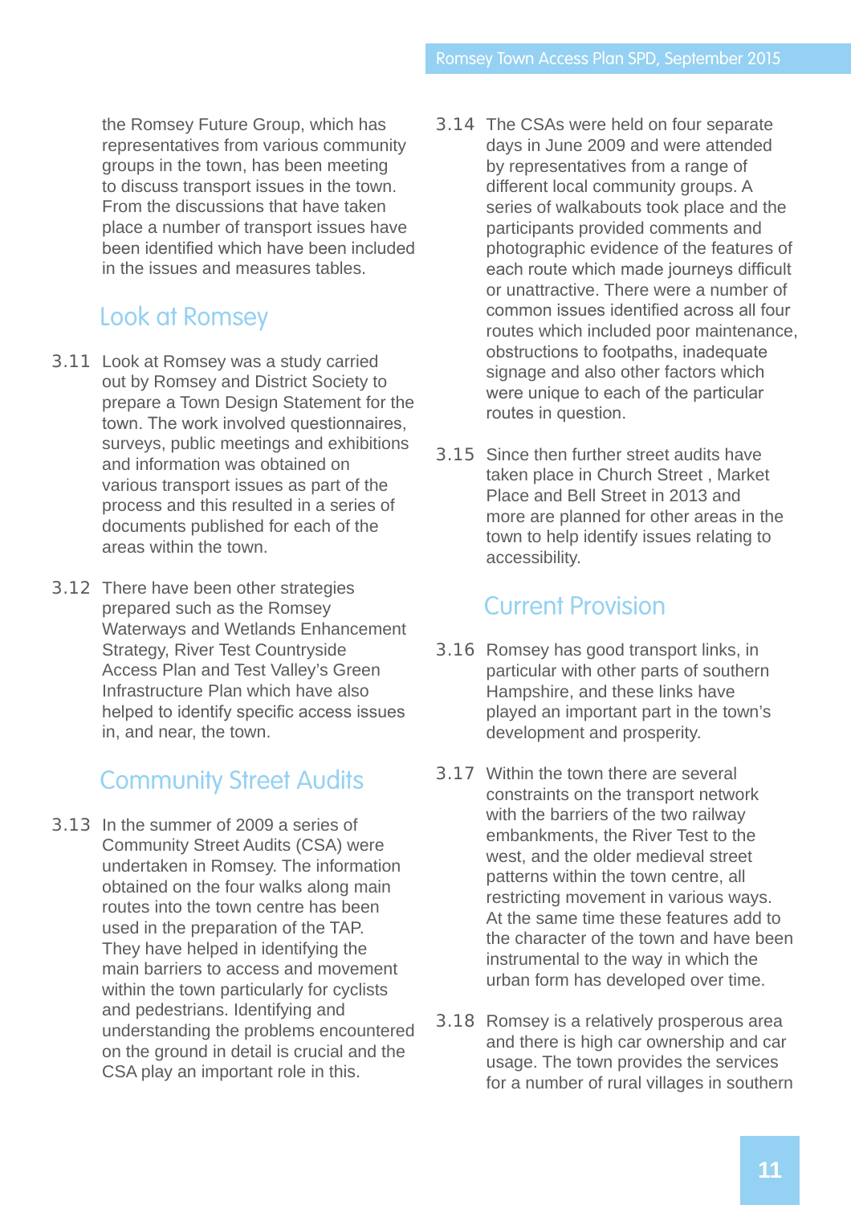the Romsey Future Group, which has representatives from various community groups in the town, has been meeting to discuss transport issues in the town. From the discussions that have taken place a number of transport issues have been identified which have been included in the issues and measures tables.

## Look at Romsey

3.11 Look at Romsey was a study carried out by Romsey and District Society to prepare a Town Design Statement for the town. The work involved questionnaires, surveys, public meetings and exhibitions and information was obtained on various transport issues as part of the process and this resulted in a series of documents published for each of the areas within the town.

3.12 There have been other strategies prepared such as the Romsey Waterways and Wetlands Enhancement Strategy, River Test Countryside Access Plan and Test Valley's Green Infrastructure Plan which have also helped to identify specific access issues in, and near, the town.

## Community Street Audits

3.13 In the summer of 2009 a series of Community Street Audits (CSA) were undertaken in Romsey. The information obtained on the four walks along main routes into the town centre has been used in the preparation of the TAP. They have helped in identifying the main barriers to access and movement within the town particularly for cyclists and pedestrians. Identifying and understanding the problems encountered on the ground in detail is crucial and the CSA play an important role in this.

3.14 The CSAs were held on four separate days in June 2009 and were attended by representatives from a range of different local community groups. A series of walkabouts took place and the participants provided comments and photographic evidence of the features of each route which made journeys difficult or unattractive. There were a number of common issues identified across all four routes which included poor maintenance, obstructions to footpaths, inadequate signage and also other factors which were unique to each of the particular routes in question.

3.15 Since then further street audits have taken place in Church Street , Market Place and Bell Street in 2013 and more are planned for other areas in the town to help identify issues relating to accessibility.

## Current Provision

3.16 Romsey has good transport links, in particular with other parts of southern Hampshire, and these links have played an important part in the town's development and prosperity.

3.17 Within the town there are several constraints on the transport network with the barriers of the two railway embankments, the River Test to the west, and the older medieval street patterns within the town centre, all restricting movement in various ways. At the same time these features add to the character of the town and have been instrumental to the way in which the urban form has developed over time.

3.18 Romsey is a relatively prosperous area and there is high car ownership and car usage. The town provides the services for a number of rural villages in southern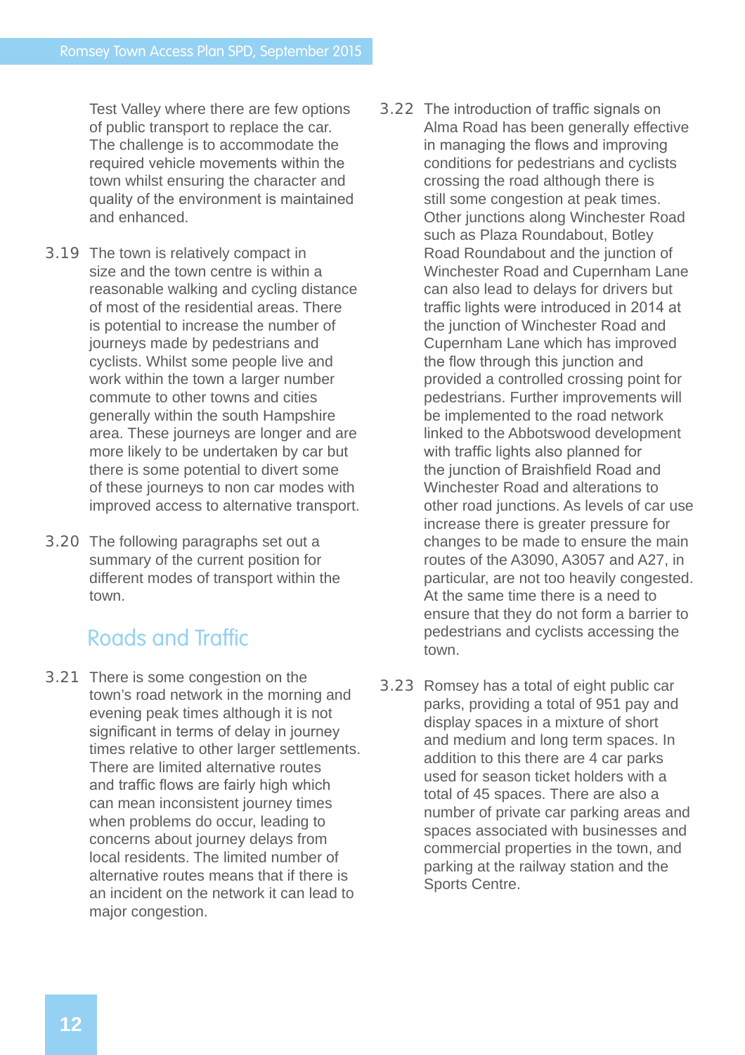Test Valley where there are few options of public transport to replace the car. The challenge is to accommodate the required vehicle movements within the town whilst ensuring the character and quality of the environment is maintained and enhanced.

3.19 The town is relatively compact in size and the town centre is within a reasonable walking and cycling distance of most of the residential areas. There is potential to increase the number of journeys made by pedestrians and cyclists. Whilst some people live and work within the town a larger number commute to other towns and cities generally within the south Hampshire area. These journeys are longer and are more likely to be undertaken by car but there is some potential to divert some of these journeys to non car modes with improved access to alternative transport.

3.20 The following paragraphs set out a summary of the current position for different modes of transport within the town.

## Roads and Traffic

3.21 There is some congestion on the town's road network in the morning and evening peak times although it is not significant in terms of delay in journey times relative to other larger settlements. There are limited alternative routes and traffic flows are fairly high which can mean inconsistent journey times when problems do occur, leading to concerns about journey delays from local residents. The limited number of alternative routes means that if there is an incident on the network it can lead to major congestion.

3.22 The introduction of traffic signals on Alma Road has been generally effective in managing the flows and improving conditions for pedestrians and cyclists crossing the road although there is still some congestion at peak times. Other junctions along Winchester Road such as Plaza Roundabout, Botley Road Roundabout and the junction of Winchester Road and Cupernham Lane can also lead to delays for drivers but traffic lights were introduced in 2014 at the junction of Winchester Road and Cupernham Lane which has improved the flow through this junction and provided a controlled crossing point for pedestrians. Further improvements will be implemented to the road network linked to the Abbotswood development with traffic lights also planned for the junction of Braishfield Road and Winchester Road and alterations to other road junctions. As levels of car use increase there is greater pressure for changes to be made to ensure the main routes of the A3090, A3057 and A27, in particular, are not too heavily congested. At the same time there is a need to ensure that they do not form a barrier to pedestrians and cyclists accessing the town.

3.23 Romsey has a total of eight public car parks, providing a total of 951 pay and display spaces in a mixture of short and medium and long term spaces. In addition to this there are 4 car parks used for season ticket holders with a total of 45 spaces. There are also a number of private car parking areas and spaces associated with businesses and commercial properties in the town, and parking at the railway station and the Sports Centre.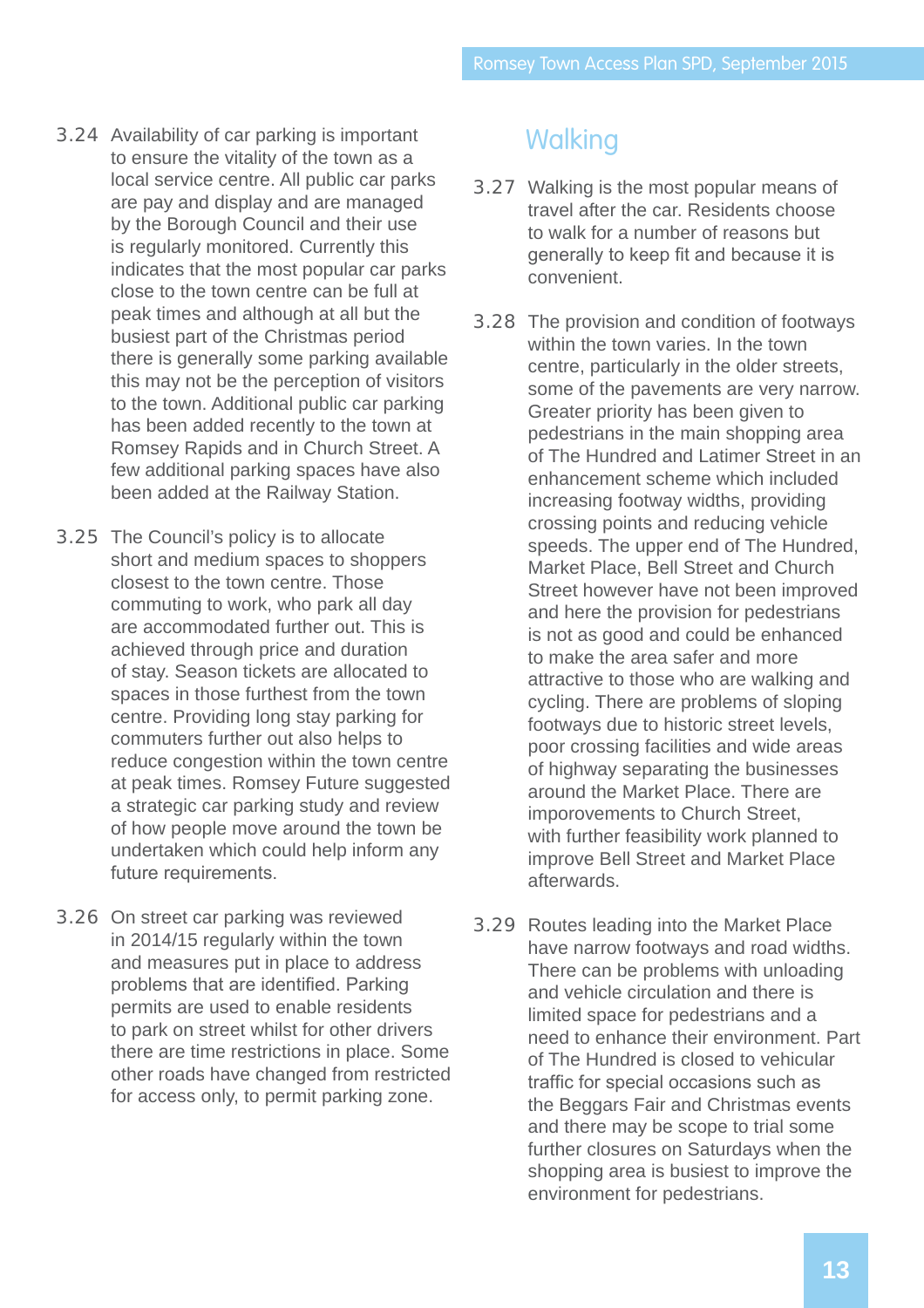3.24 Availability of car parking is important to ensure the vitality of the town as a local service centre. All public car parks are pay and display and are managed by the Borough Council and their use is regularly monitored. Currently this indicates that the most popular car parks close to the town centre can be full at peak times and although at all but the busiest part of the Christmas period there is generally some parking available this may not be the perception of visitors to the town. Additional public car parking has been added recently to the town at Romsey Rapids and in Church Street. A few additional parking spaces have also been added at the Railway Station.

3.25 The Council's policy is to allocate short and medium spaces to shoppers closest to the town centre. Those commuting to work, who park all day are accommodated further out. This is achieved through price and duration of stay. Season tickets are allocated to spaces in those furthest from the town centre. Providing long stay parking for commuters further out also helps to reduce congestion within the town centre at peak times. Romsey Future suggested a strategic car parking study and review of how people move around the town be undertaken which could help inform any future requirements.

3.26 On street car parking was reviewed in 2014/15 regularly within the town and measures put in place to address problems that are identified. Parking permits are used to enable residents to park on street whilst for other drivers there are time restrictions in place. Some other roads have changed from restricted for access only, to permit parking zone.

## Walking

3.27 Walking is the most popular means of travel after the car. Residents choose to walk for a number of reasons but generally to keep fit and because it is convenient.

3.28 The provision and condition of footways within the town varies. In the town centre, particularly in the older streets, some of the pavements are very narrow. Greater priority has been given to pedestrians in the main shopping area of The Hundred and Latimer Street in an enhancement scheme which included increasing footway widths, providing crossing points and reducing vehicle speeds. The upper end of The Hundred, Market Place, Bell Street and Church Street however have not been improved and here the provision for pedestrians is not as good and could be enhanced to make the area safer and more attractive to those who are walking and cycling. There are problems of sloping footways due to historic street levels, poor crossing facilities and wide areas of highway separating the businesses around the Market Place. There are imporovements to Church Street, with further feasibility work planned to improve Bell Street and Market Place afterwards.

3.29 Routes leading into the Market Place have narrow footways and road widths. There can be problems with unloading and vehicle circulation and there is limited space for pedestrians and a need to enhance their environment. Part of The Hundred is closed to vehicular traffic for special occasions such as the Beggars Fair and Christmas events and there may be scope to trial some further closures on Saturdays when the shopping area is busiest to improve the environment for pedestrians.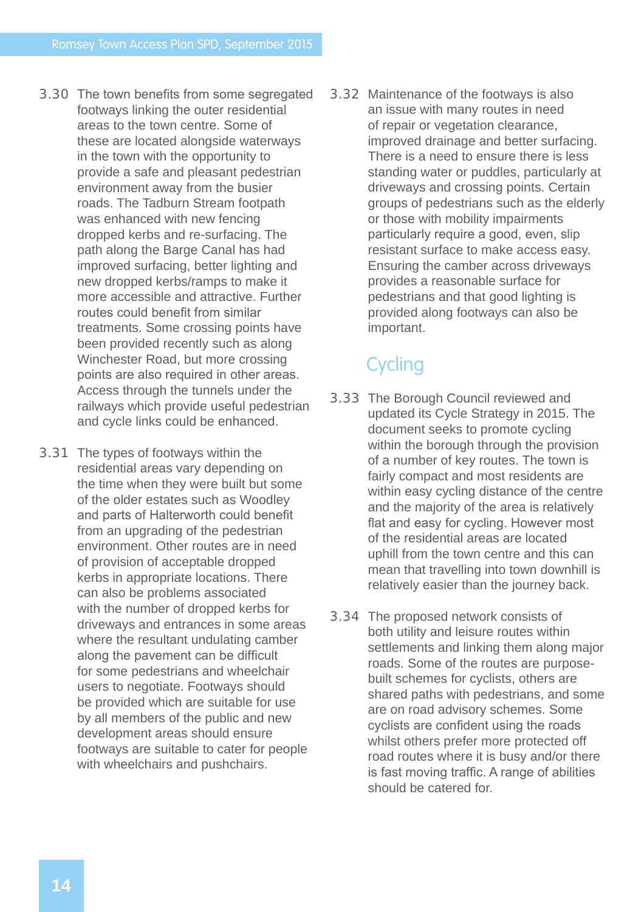3.30 The town benefits from some segregated footways linking the outer residential areas to the town centre. Some of these are located alongside waterways in the town with the opportunity to provide a safe and pleasant pedestrian environment away from the busier roads. The Tadburn Stream footpath was enhanced with new fencing dropped kerbs and re-surfacing. The path along the Barge Canal has had improved surfacing, better lighting and new dropped kerbs/ramps to make it more accessible and attractive. Further routes could benefit from similar treatments. Some crossing points have been provided recently such as along Winchester Road, but more crossing points are also required in other areas. Access through the tunnels under the railways which provide useful pedestrian and cycle links could be enhanced.

3.31 The types of footways within the residential areas vary depending on the time when they were built but some of the older estates such as Woodley and parts of Halterworth could benefit from an upgrading of the pedestrian environment. Other routes are in need of provision of acceptable dropped kerbs in appropriate locations. There can also be problems associated with the number of dropped kerbs for driveways and entrances in some areas where the resultant undulating camber along the pavement can be difficult for some pedestrians and wheelchair users to negotiate. Footways should be provided which are suitable for use by all members of the public and new development areas should ensure footways are suitable to cater for people with wheelchairs and pushchairs.

3.32 Maintenance of the footways is also an issue with many routes in need of repair or vegetation clearance, improved drainage and better surfacing. There is a need to ensure there is less standing water or puddles, particularly at driveways and crossing points. Certain groups of pedestrians such as the elderly or those with mobility impairments particularly require a good, even, slip resistant surface to make access easy. Ensuring the camber across driveways provides a reasonable surface for pedestrians and that good lighting is provided along footways can also be important.

## Cycling

3.33 The Borough Council reviewed and updated its Cycle Strategy in 2015. The document seeks to promote cycling within the borough through the provision of a number of key routes. The town is fairly compact and most residents are within easy cycling distance of the centre and the majority of the area is relatively flat and easy for cycling. However most of the residential areas are located uphill from the town centre and this can mean that travelling into town downhill is relatively easier than the journey back.

3.34 The proposed network consists of both utility and leisure routes within settlements and linking them along major roads. Some of the routes are purpose-built schemes for cyclists, others are shared paths with pedestrians, and some are on road advisory schemes. Some cyclists are confident using the roads whilst others prefer more protected off road routes where it is busy and/or there is fast moving traffic. A range of abilities should be catered for.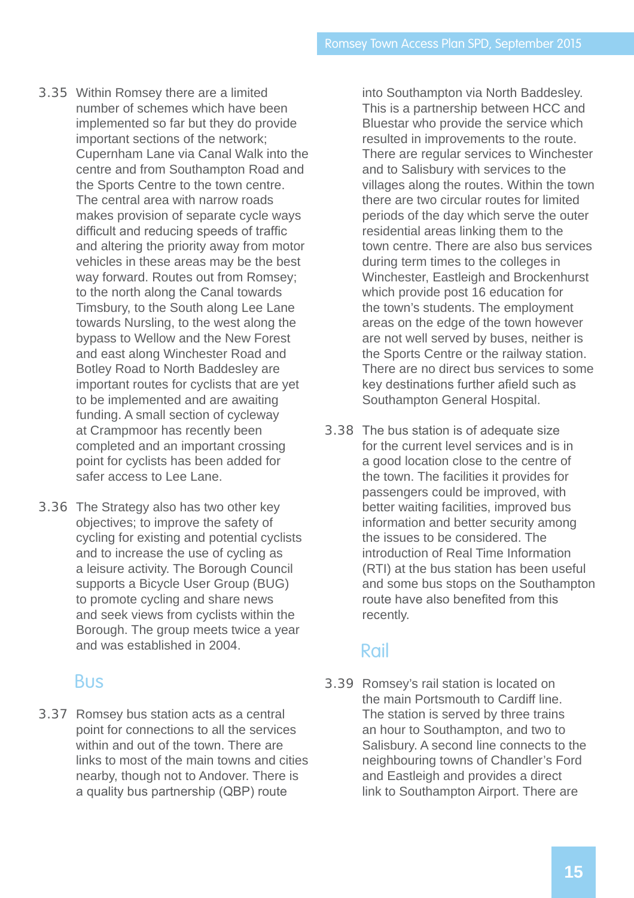3.35 Within Romsey there are a limited number of schemes which have been implemented so far but they do provide important sections of the network; Cupernham Lane via Canal Walk into the centre and from Southampton Road and the Sports Centre to the town centre. The central area with narrow roads makes provision of separate cycle ways difficult and reducing speeds of traffic and altering the priority away from motor vehicles in these areas may be the best way forward. Routes out from Romsey; to the north along the Canal towards Timsbury, to the South along Lee Lane towards Nursling, to the west along the bypass to Wellow and the New Forest and east along Winchester Road and Botley Road to North Baddesley are important routes for cyclists that are yet to be implemented and are awaiting funding. A small section of cycleway at Crampmoor has recently been completed and an important crossing point for cyclists has been added for safer access to Lee Lane.

3.36 The Strategy also has two other key objectives; to improve the safety of cycling for existing and potential cyclists and to increase the use of cycling as a leisure activity. The Borough Council supports a Bicycle User Group (BUG) to promote cycling and share news and seek views from cyclists within the Borough. The group meets twice a year and was established in 2004.

## Bus

3.37 Romsey bus station acts as a central point for connections to all the services within and out of the town. There are links to most of the main towns and cities nearby, though not to Andover. There is a quality bus partnership (QBP) route into Southampton via North Baddesley. This is a partnership between HCC and Bluestar who provide the service which resulted in improvements to the route. There are regular services to Winchester and to Salisbury with services to the villages along the routes. Within the town there are two circular routes for limited periods of the day which serve the outer residential areas linking them to the town centre. There are also bus services during term times to the colleges in Winchester, Eastleigh and Brockenhurst which provide post 16 education for the town's students. The employment areas on the edge of the town however are not well served by buses, neither is the Sports Centre or the railway station. There are no direct bus services to some key destinations further afield such as Southampton General Hospital.

3.38 The bus station is of adequate size for the current level services and is in a good location close to the centre of the town. The facilities it provides for passengers could be improved, with better waiting facilities, improved bus information and better security among the issues to be considered. The introduction of Real Time Information (RTI) at the bus station has been useful and some bus stops on the Southampton route have also benefited from this recently.

## Rail

3.39 Romsey's rail station is located on the main Portsmouth to Cardiff line. The station is served by three trains an hour to Southampton, and two to Salisbury. A second line connects to the neighbouring towns of Chandler's Ford and Eastleigh and provides a direct link to Southampton Airport. There are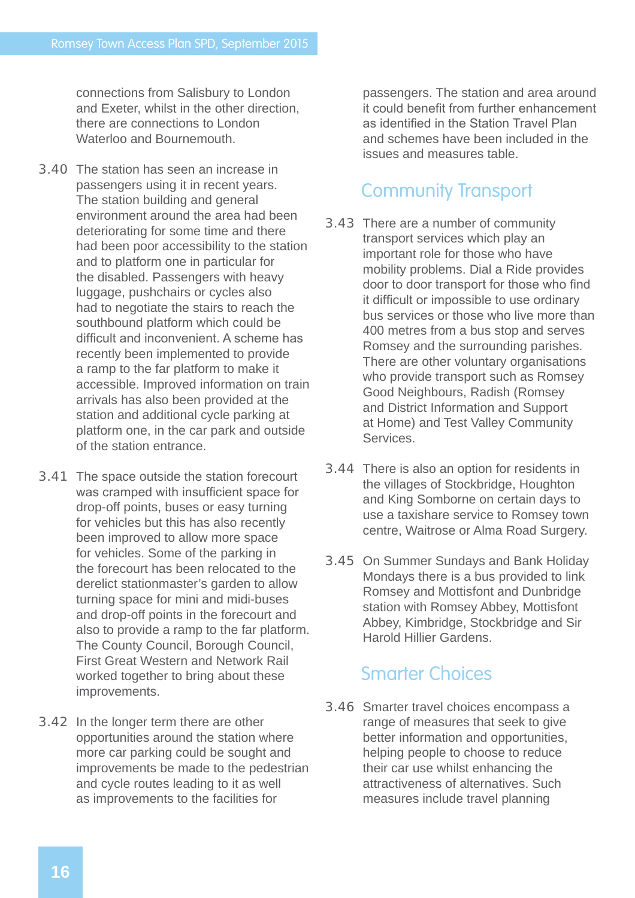connections from Salisbury to London and Exeter, whilst in the other direction, there are connections to London Waterloo and Bournemouth.

3.40 The station has seen an increase in passengers using it in recent years. The station building and general environment around the area had been deteriorating for some time and there had been poor accessibility to the station and to platform one in particular for the disabled. Passengers with heavy luggage, pushchairs or cycles also had to negotiate the stairs to reach the southbound platform which could be difficult and inconvenient. A scheme has recently been implemented to provide a ramp to the far platform to make it accessible. Improved information on train arrivals has also been provided at the station and additional cycle parking at platform one, in the car park and outside of the station entrance.

3.41 The space outside the station forecourt was cramped with insufficient space for drop-off points, buses or easy turning for vehicles but this has also recently been improved to allow more space for vehicles. Some of the parking in the forecourt has been relocated to the derelict stationmaster's garden to allow turning space for mini and midi-buses and drop-off points in the forecourt and also to provide a ramp to the far platform. The County Council, Borough Council, First Great Western and Network Rail worked together to bring about these improvements.

3.42 In the longer term there are other opportunities around the station where more car parking could be sought and improvements be made to the pedestrian and cycle routes leading to it as well as improvements to the facilities for passengers. The station and area around it could benefit from further enhancement as identified in the Station Travel Plan and schemes have been included in the issues and measures table.

## Community Transport

3.43 There are a number of community transport services which play an important role for those who have mobility problems. Dial a Ride provides door to door transport for those who find it difficult or impossible to use ordinary bus services or those who live more than 400 metres from a bus stop and serves Romsey and the surrounding parishes. There are other voluntary organisations who provide transport such as Romsey Good Neighbours, Radish (Romsey and District Information and Support at Home) and Test Valley Community Services.

3.44 There is also an option for residents in the villages of Stockbridge, Houghton and King Somborne on certain days to use a taxishare service to Romsey town centre, Waitrose or Alma Road Surgery.

3.45 On Summer Sundays and Bank Holiday Mondays there is a bus provided to link Romsey and Mottisfont and Dunbridge station with Romsey Abbey, Mottisfont Abbey, Kimbridge, Stockbridge and Sir Harold Hillier Gardens.

## Smarter Choices

3.46 Smarter travel choices encompass a range of measures that seek to give better information and opportunities, helping people to choose to reduce their car use whilst enhancing the attractiveness of alternatives. Such measures include travel planning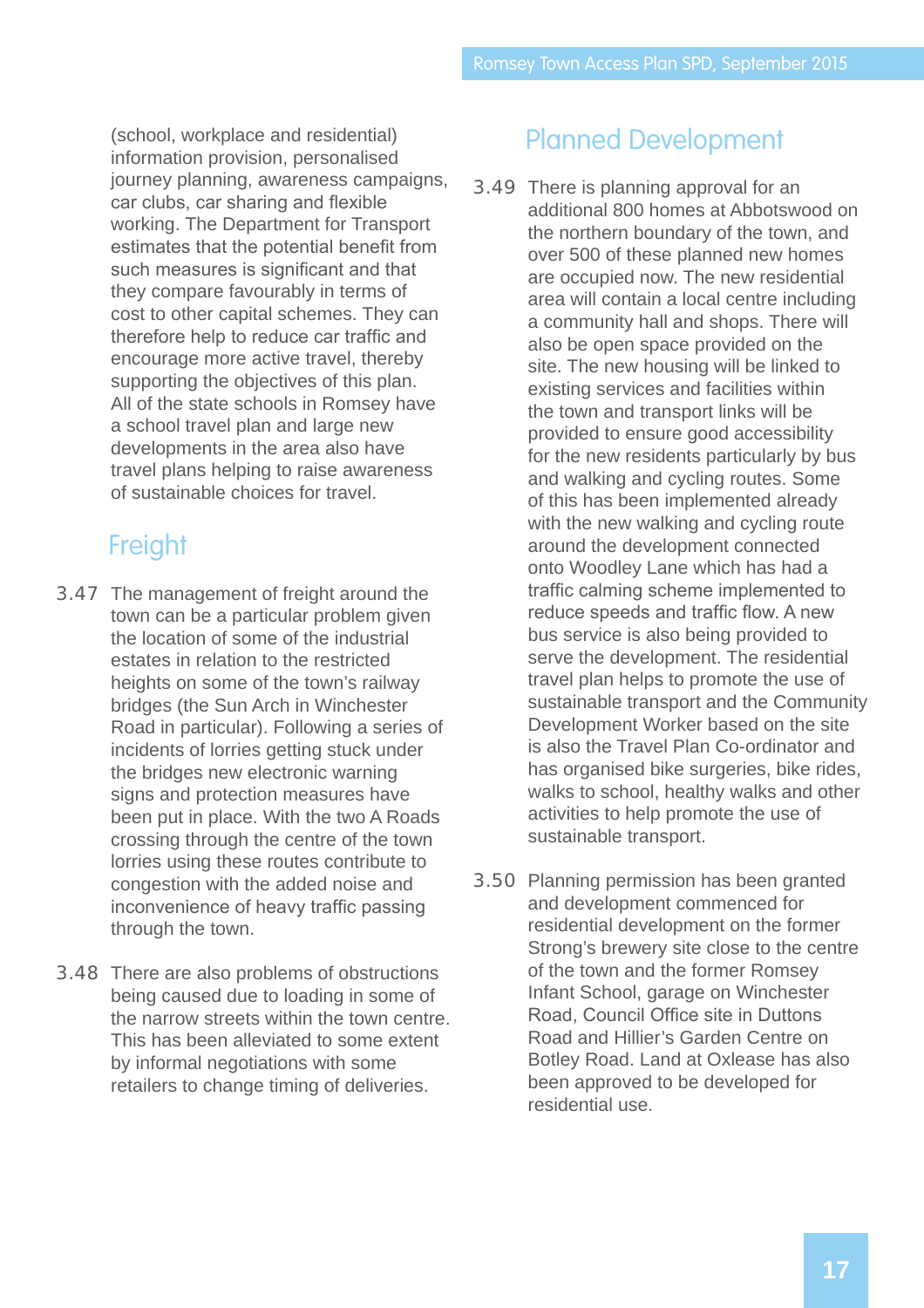(school, workplace and residential) information provision, personalised journey planning, awareness campaigns, car clubs, car sharing and flexible working. The Department for Transport estimates that the potential benefit from such measures is significant and that they compare favourably in terms of cost to other capital schemes. They can therefore help to reduce car traffic and encourage more active travel, thereby supporting the objectives of this plan. All of the state schools in Romsey have a school travel plan and large new developments in the area also have travel plans helping to raise awareness of sustainable choices for travel.

## Freight

3.47 The management of freight around the town can be a particular problem given the location of some of the industrial estates in relation to the restricted heights on some of the town's railway bridges (the Sun Arch in Winchester Road in particular). Following a series of incidents of lorries getting stuck under the bridges new electronic warning signs and protection measures have been put in place. With the two A Roads crossing through the centre of the town lorries using these routes contribute to congestion with the added noise and inconvenience of heavy traffic passing through the town.

3.48 There are also problems of obstructions being caused due to loading in some of the narrow streets within the town centre. This has been alleviated to some extent by informal negotiations with some retailers to change timing of deliveries.

## Planned Development

3.49 There is planning approval for an additional 800 homes at Abbotswood on the northern boundary of the town, and over 500 of these planned new homes are occupied now. The new residential area will contain a local centre including a community hall and shops. There will also be open space provided on the site. The new housing will be linked to existing services and facilities within the town and transport links will be provided to ensure good accessibility for the new residents particularly by bus and walking and cycling routes. Some of this has been implemented already with the new walking and cycling route around the development connected onto Woodley Lane which has had a traffic calming scheme implemented to reduce speeds and traffic flow. A new bus service is also being provided to serve the development. The residential travel plan helps to promote the use of sustainable transport and the Community Development Worker based on the site is also the Travel Plan Co-ordinator and has organised bike surgeries, bike rides, walks to school, healthy walks and other activities to help promote the use of sustainable transport.

3.50 Planning permission has been granted and development commenced for residential development on the former Strong's brewery site close to the centre of the town and the former Romsey Infant School, garage on Winchester Road, Council Office site in Duttons Road and Hillier's Garden Centre on Botley Road. Land at Oxlease has also been approved to be developed for residential use.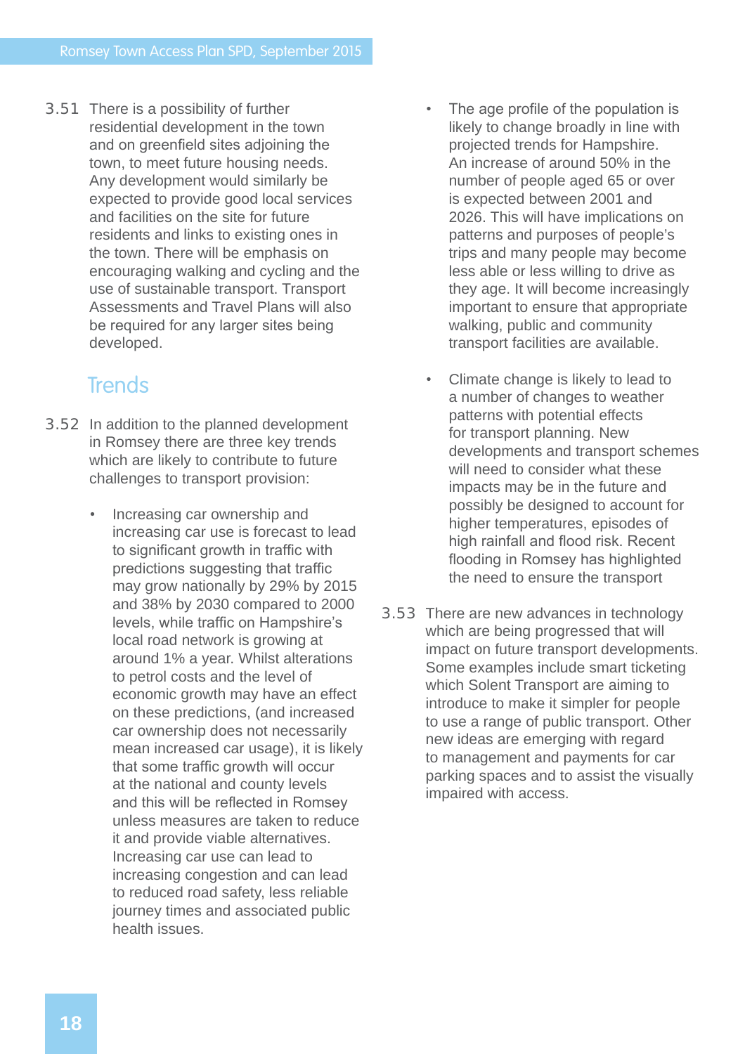3.51 There is a possibility of further residential development in the town and on greenfield sites adjoining the town, to meet future housing needs. Any development would similarly be expected to provide good local services and facilities on the site for future residents and links to existing ones in the town. There will be emphasis on encouraging walking and cycling and the use of sustainable transport. Transport Assessments and Travel Plans will also be required for any larger sites being developed.

## Trends

3.52 In addition to the planned development in Romsey there are three key trends which are likely to contribute to future challenges to transport provision:

- Increasing car ownership and increasing car use is forecast to lead to significant growth in traffic with predictions suggesting that traffic may grow nationally by 29% by 2015 and 38% by 2030 compared to 2000 levels, while traffic on Hampshire's local road network is growing at around 1% a year. Whilst alterations to petrol costs and the level of economic growth may have an effect on these predictions, (and increased car ownership does not necessarily mean increased car usage), it is likely that some traffic growth will occur at the national and county levels and this will be reflected in Romsey unless measures are taken to reduce it and provide viable alternatives. Increasing car use can lead to increasing congestion and can lead to reduced road safety, less reliable journey times and associated public health issues.

- The age profile of the population is likely to change broadly in line with projected trends for Hampshire. An increase of around 50% in the number of people aged 65 or over is expected between 2001 and 2026. This will have implications on patterns and purposes of people's trips and many people may become less able or less willing to drive as they age. It will become increasingly important to ensure that appropriate walking, public and community transport facilities are available.

- Climate change is likely to lead to a number of changes to weather patterns with potential effects for transport planning. New developments and transport schemes will need to consider what these impacts may be in the future and possibly be designed to account for higher temperatures, episodes of high rainfall and flood risk. Recent flooding in Romsey has highlighted the need to ensure the transport

3.53 There are new advances in technology which are being progressed that will impact on future transport developments. Some examples include smart ticketing which Solent Transport are aiming to introduce to make it simpler for people to use a range of public transport. Other new ideas are emerging with regard to management and payments for car parking spaces and to assist the visually impaired with access.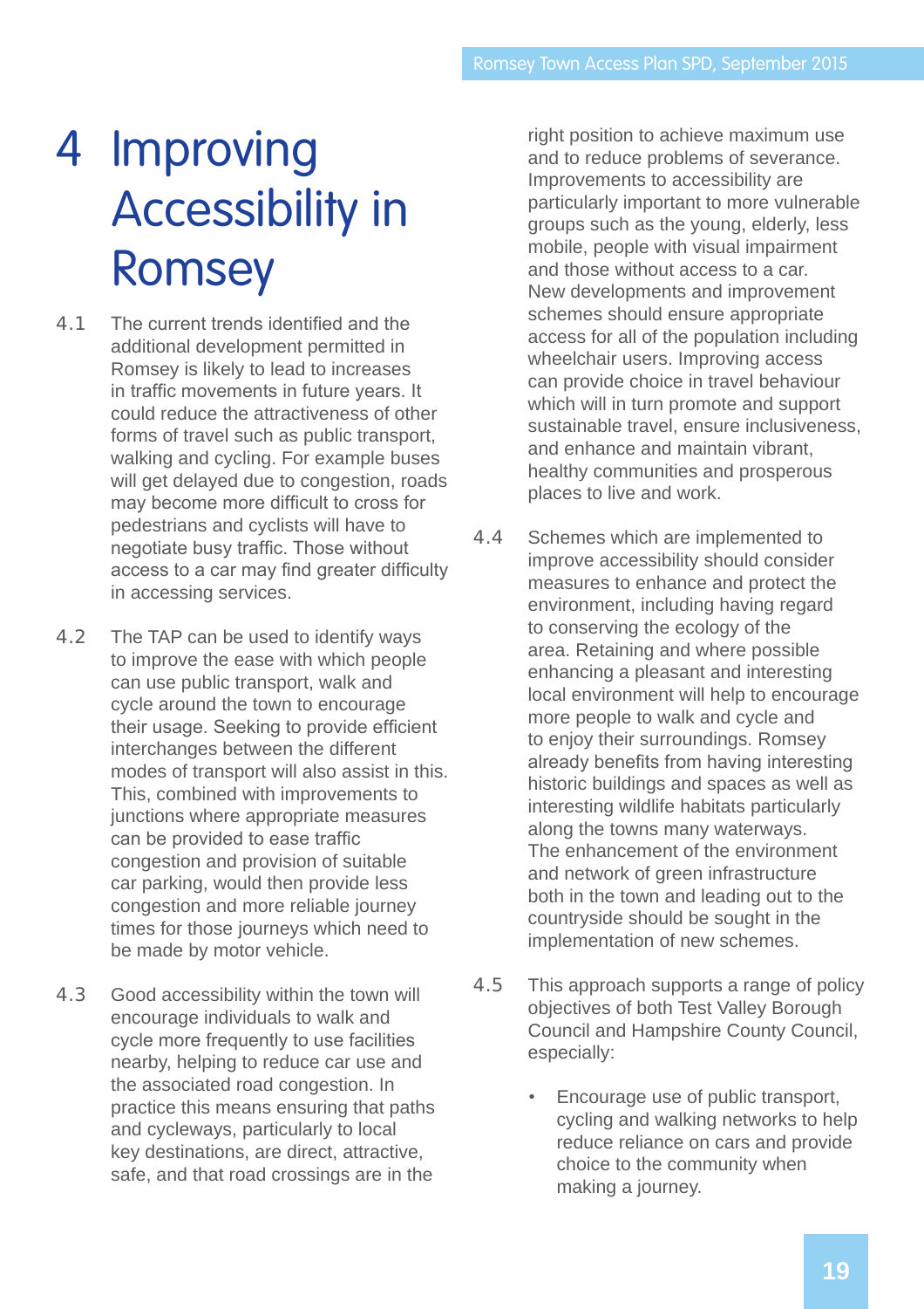# 4 Improving Accessibility in Romsey

4.1 The current trends identified and the additional development permitted in Romsey is likely to lead to increases in traffic movements in future years. It could reduce the attractiveness of other forms of travel such as public transport, walking and cycling. For example buses will get delayed due to congestion, roads may become more difficult to cross for pedestrians and cyclists will have to negotiate busy traffic. Those without access to a car may find greater difficulty in accessing services.

4.2 The TAP can be used to identify ways to improve the ease with which people can use public transport, walk and cycle around the town to encourage their usage. Seeking to provide efficient interchanges between the different modes of transport will also assist in this. This, combined with improvements to junctions where appropriate measures can be provided to ease traffic congestion and provision of suitable car parking, would then provide less congestion and more reliable journey times for those journeys which need to be made by motor vehicle.

4.3 Good accessibility within the town will encourage individuals to walk and cycle more frequently to use facilities nearby, helping to reduce car use and the associated road congestion. In practice this means ensuring that paths and cycleways, particularly to local key destinations, are direct, attractive, safe, and that road crossings are in the right position to achieve maximum use and to reduce problems of severance. Improvements to accessibility are particularly important to more vulnerable groups such as the young, elderly, less mobile, people with visual impairment and those without access to a car. New developments and improvement schemes should ensure appropriate access for all of the population including wheelchair users. Improving access can provide choice in travel behaviour which will in turn promote and support sustainable travel, ensure inclusiveness, and enhance and maintain vibrant, healthy communities and prosperous places to live and work.

4.4 Schemes which are implemented to improve accessibility should consider measures to enhance and protect the environment, including having regard to conserving the ecology of the area. Retaining and where possible enhancing a pleasant and interesting local environment will help to encourage more people to walk and cycle and to enjoy their surroundings. Romsey already benefits from having interesting historic buildings and spaces as well as interesting wildlife habitats particularly along the towns many waterways. The enhancement of the environment and network of green infrastructure both in the town and leading out to the countryside should be sought in the implementation of new schemes.

4.5 This approach supports a range of policy objectives of both Test Valley Borough Council and Hampshire County Council, especially:

- Encourage use of public transport, cycling and walking networks to help reduce reliance on cars and provide choice to the community when making a journey.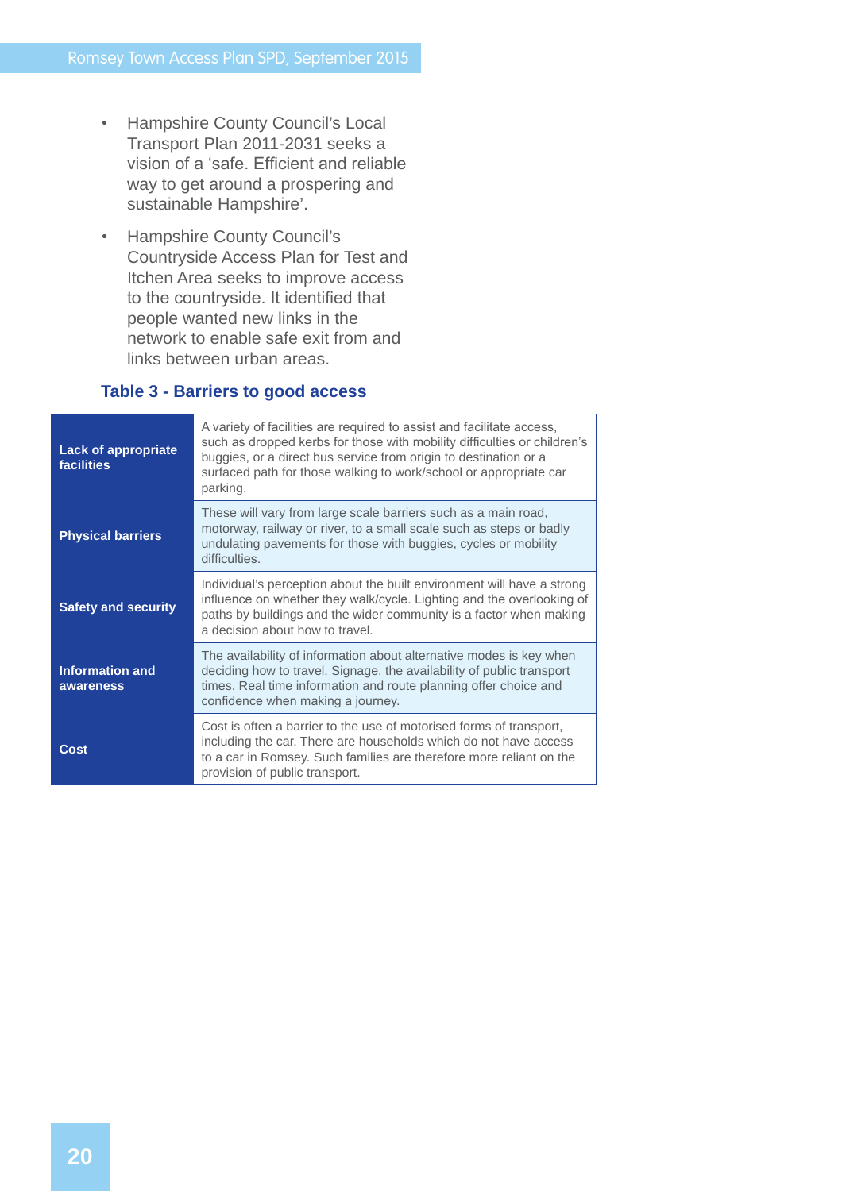- Hampshire County Council's Local Transport Plan 2011-2031 seeks a vision of a 'safe. Efficient and reliable way to get around a prospering and sustainable Hampshire'.
- Hampshire County Council's Countryside Access Plan for Test and Itchen Area seeks to improve access to the countryside. It identified that people wanted new links in the network to enable safe exit from and links between urban areas.

### Table 3 - Barriers to good access

| | |
|---|---|
| **Lack of appropriate facilities** | A variety of facilities are required to assist and facilitate access, such as dropped kerbs for those with mobility difficulties or children's buggies, or a direct bus service from origin to destination or a surfaced path for those walking to work/school or appropriate car parking. |
| **Physical barriers** | These will vary from large scale barriers such as a main road, motorway, railway or river, to a small scale such as steps or badly undulating pavements for those with buggies, cycles or mobility difficulties. |
| **Safety and security** | Individual's perception about the built environment will have a strong influence on whether they walk/cycle. Lighting and the overlooking of paths by buildings and the wider community is a factor when making a decision about how to travel. |
| **Information and awareness** | The availability of information about alternative modes is key when deciding how to travel. Signage, the availability of public transport times. Real time information and route planning offer choice and confidence when making a journey. |
| **Cost** | Cost is often a barrier to the use of motorised forms of transport, including the car. There are households which do not have access to a car in Romsey. Such families are therefore more reliant on the provision of public transport. |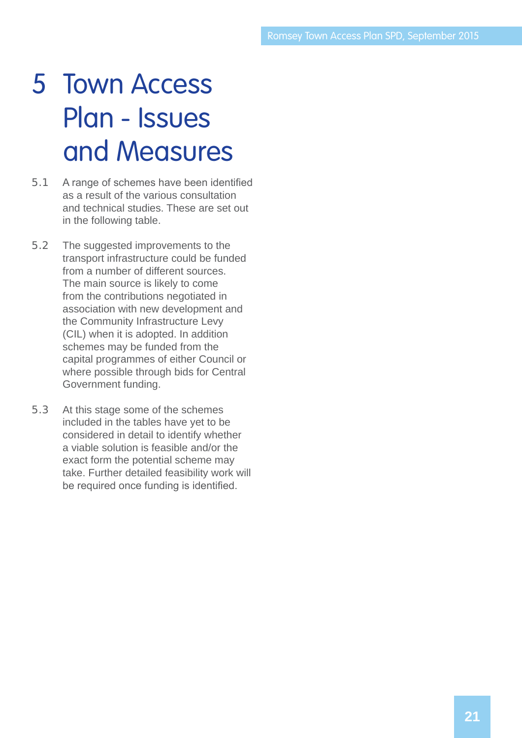# 5 Town Access Plan - Issues and Measures

5.1 A range of schemes have been identified as a result of the various consultation and technical studies. These are set out in the following table.

5.2 The suggested improvements to the transport infrastructure could be funded from a number of different sources. The main source is likely to come from the contributions negotiated in association with new development and the Community Infrastructure Levy (CIL) when it is adopted. In addition schemes may be funded from the capital programmes of either Council or where possible through bids for Central Government funding.

5.3 At this stage some of the schemes included in the tables have yet to be considered in detail to identify whether a viable solution is feasible and/or the exact form the potential scheme may take. Further detailed feasibility work will be required once funding is identified.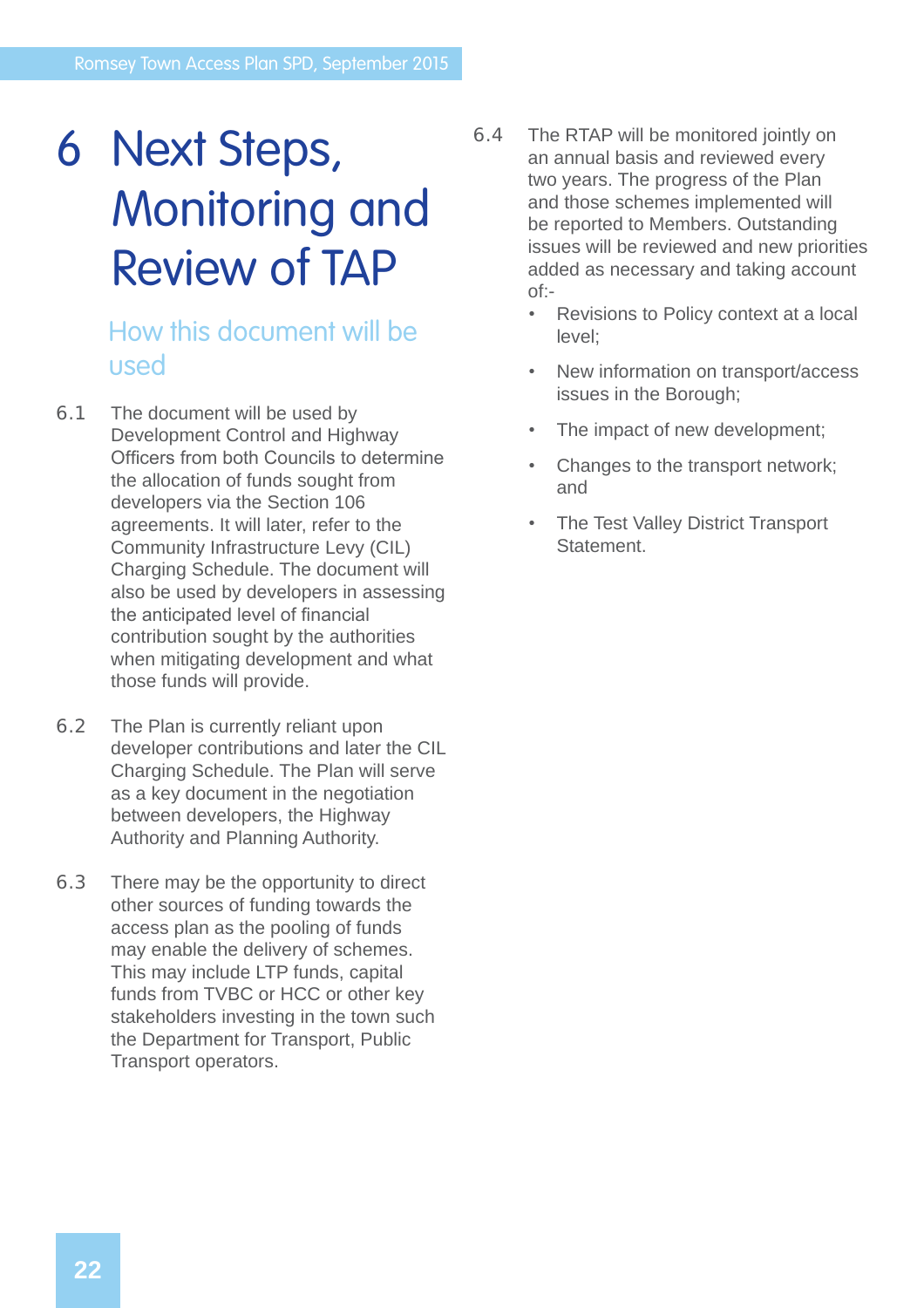# 6 Next Steps, Monitoring and Review of TAP

## How this document will be used

6.1 The document will be used by Development Control and Highway Officers from both Councils to determine the allocation of funds sought from developers via the Section 106 agreements. It will later, refer to the Community Infrastructure Levy (CIL) Charging Schedule. The document will also be used by developers in assessing the anticipated level of financial contribution sought by the authorities when mitigating development and what those funds will provide.

6.2 The Plan is currently reliant upon developer contributions and later the CIL Charging Schedule. The Plan will serve as a key document in the negotiation between developers, the Highway Authority and Planning Authority.

6.3 There may be the opportunity to direct other sources of funding towards the access plan as the pooling of funds may enable the delivery of schemes. This may include LTP funds, capital funds from TVBC or HCC or other key stakeholders investing in the town such the Department for Transport, Public Transport operators.

6.4 The RTAP will be monitored jointly on an annual basis and reviewed every two years. The progress of the Plan and those schemes implemented will be reported to Members. Outstanding issues will be reviewed and new priorities added as necessary and taking account of:-

- Revisions to Policy context at a local level;
- New information on transport/access issues in the Borough;
- The impact of new development;
- Changes to the transport network; and
- The Test Valley District Transport Statement.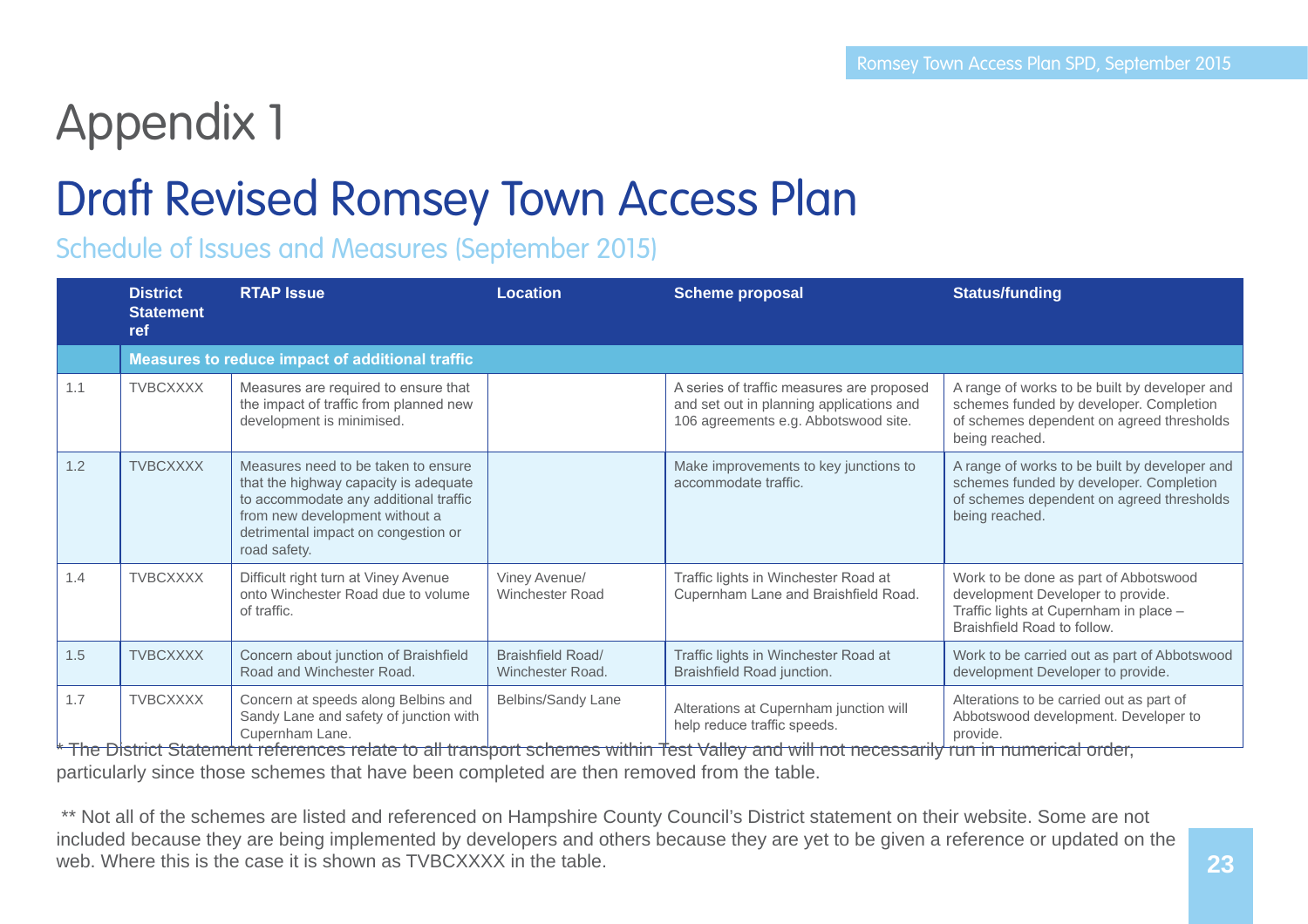# Appendix 1

## Draft Revised Romsey Town Access Plan

### Schedule of Issues and Measures (September 2015)

| | District Statement ref | RTAP Issue | Location | Scheme proposal | Status/funding |
|---|---|---|---|---|---|
| | **Measures to reduce impact of additional traffic** | | | | |
| 1.1 | TVBCXXXX | Measures are required to ensure that the impact of traffic from planned new development is minimised. | | A series of traffic measures are proposed and set out in planning applications and 106 agreements e.g. Abbotswood site. | A range of works to be built by developer and schemes funded by developer. Completion of schemes dependent on agreed thresholds being reached. |
| 1.2 | TVBCXXXX | Measures need to be taken to ensure that the highway capacity is adequate to accommodate any additional traffic from new development without a detrimental impact on congestion or road safety. | | Make improvements to key junctions to accommodate traffic. | A range of works to be built by developer and schemes funded by developer. Completion of schemes dependent on agreed thresholds being reached. |
| 1.4 | TVBCXXXX | Difficult right turn at Viney Avenue onto Winchester Road due to volume of traffic. | Viney Avenue/ Winchester Road | Traffic lights in Winchester Road at Cupernham Lane and Braishfield Road. | Work to be done as part of Abbotswood development Developer to provide. Traffic lights at Cupernham in place – Braishfield Road to follow. |
| 1.5 | TVBCXXXX | Concern about junction of Braishfield Road and Winchester Road. | Braishfield Road/ Winchester Road. | Traffic lights in Winchester Road at Braishfield Road junction. | Work to be carried out as part of Abbotswood development Developer to provide. |
| 1.7 | TVBCXXXX | Concern at speeds along Belbins and Sandy Lane and safety of junction with Cupernham Lane. | Belbins/Sandy Lane | Alterations at Cupernham junction will help reduce traffic speeds. | Alterations to be carried out as part of Abbotswood development. Developer to provide. |

* The District Statement references relate to all transport schemes within Test Valley and will not necessarily run in numerical order, particularly since those schemes that have been completed are then removed from the table.

** Not all of the schemes are listed and referenced on Hampshire County Council's District statement on their website. Some are not included because they are being implemented by developers and others because they are yet to be given a reference or updated on the web. Where this is the case it is shown as TVBCXXXX in the table.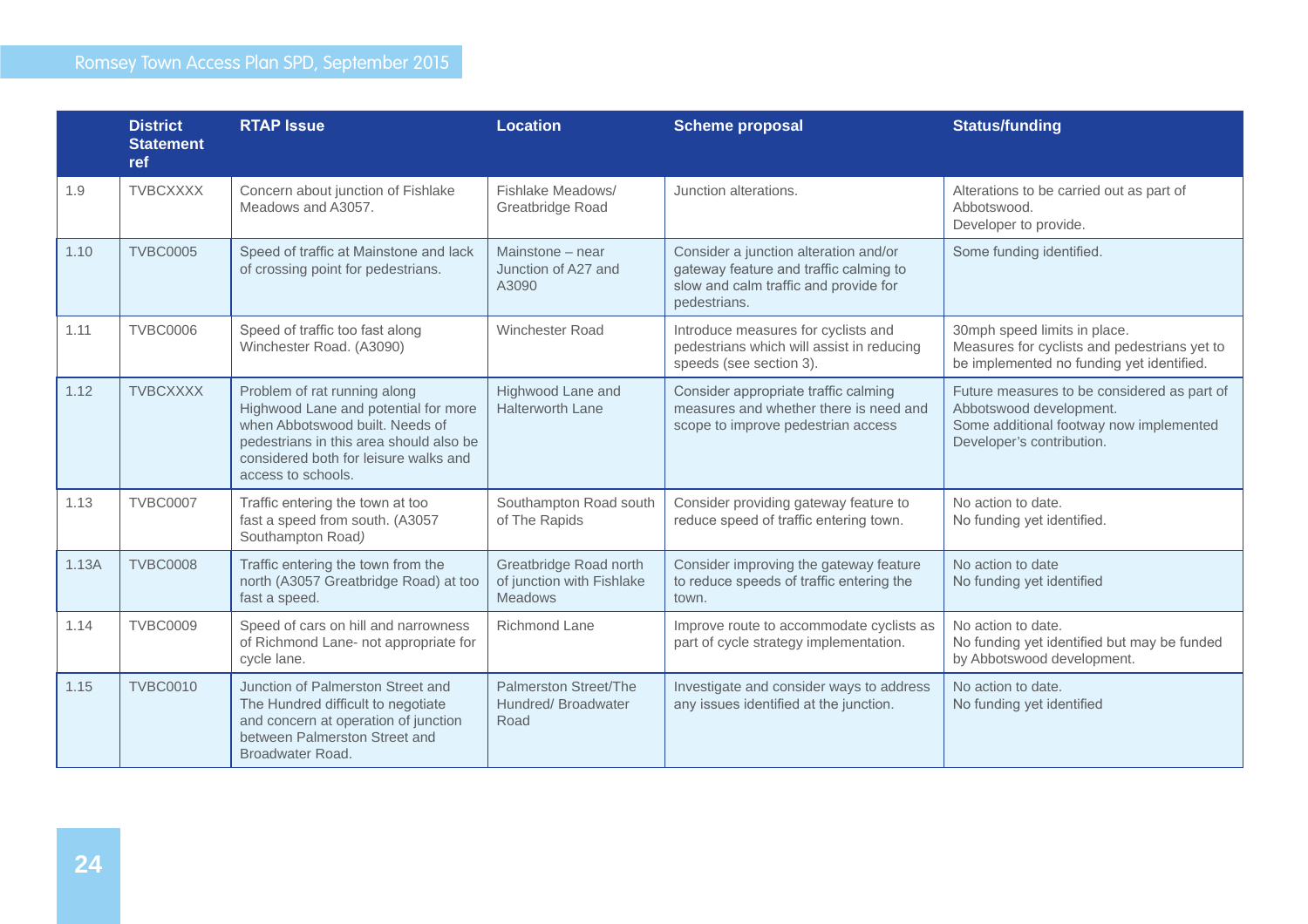| | District Statement ref | RTAP Issue | Location | Scheme proposal | Status/funding |
|---|---|---|---|---|---|
| 1.9 | TVBCXXXX | Concern about junction of Fishlake Meadows and A3057. | Fishlake Meadows/ Greatbridge Road | Junction alterations. | Alterations to be carried out as part of Abbotswood.<br>Developer to provide. |
| 1.10 | TVBC0005 | Speed of traffic at Mainstone and lack of crossing point for pedestrians. | Mainstone – near Junction of A27 and A3090 | Consider a junction alteration and/or gateway feature and traffic calming to slow and calm traffic and provide for pedestrians. | Some funding identified. |
| 1.11 | TVBC0006 | Speed of traffic too fast along Winchester Road. (A3090) | Winchester Road | Introduce measures for cyclists and pedestrians which will assist in reducing speeds (see section 3). | 30mph speed limits in place.<br>Measures for cyclists and pedestrians yet to be implemented no funding yet identified. |
| 1.12 | TVBCXXXX | Problem of rat running along Highwood Lane and potential for more when Abbotswood built. Needs of pedestrians in this area should also be considered both for leisure walks and access to schools. | Highwood Lane and Halterworth Lane | Consider appropriate traffic calming measures and whether there is need and scope to improve pedestrian access | Future measures to be considered as part of Abbotswood development.<br>Some additional footway now implemented Developer's contribution. |
| 1.13 | TVBC0007 | Traffic entering the town at too fast a speed from south. (A3057 Southampton Road) | Southampton Road south of The Rapids | Consider providing gateway feature to reduce speed of traffic entering town. | No action to date.<br>No funding yet identified. |
| 1.13A | TVBC0008 | Traffic entering the town from the north (A3057 Greatbridge Road) at too fast a speed. | Greatbridge Road north of junction with Fishlake Meadows | Consider improving the gateway feature to reduce speeds of traffic entering the town. | No action to date<br>No funding yet identified |
| 1.14 | TVBC0009 | Speed of cars on hill and narrowness of Richmond Lane- not appropriate for cycle lane. | Richmond Lane | Improve route to accommodate cyclists as part of cycle strategy implementation. | No action to date.<br>No funding yet identified but may be funded by Abbotswood development. |
| 1.15 | TVBC0010 | Junction of Palmerston Street and The Hundred difficult to negotiate and concern at operation of junction between Palmerston Street and Broadwater Road. | Palmerston Street/The Hundred/ Broadwater Road | Investigate and consider ways to address any issues identified at the junction. | No action to date.<br>No funding yet identified |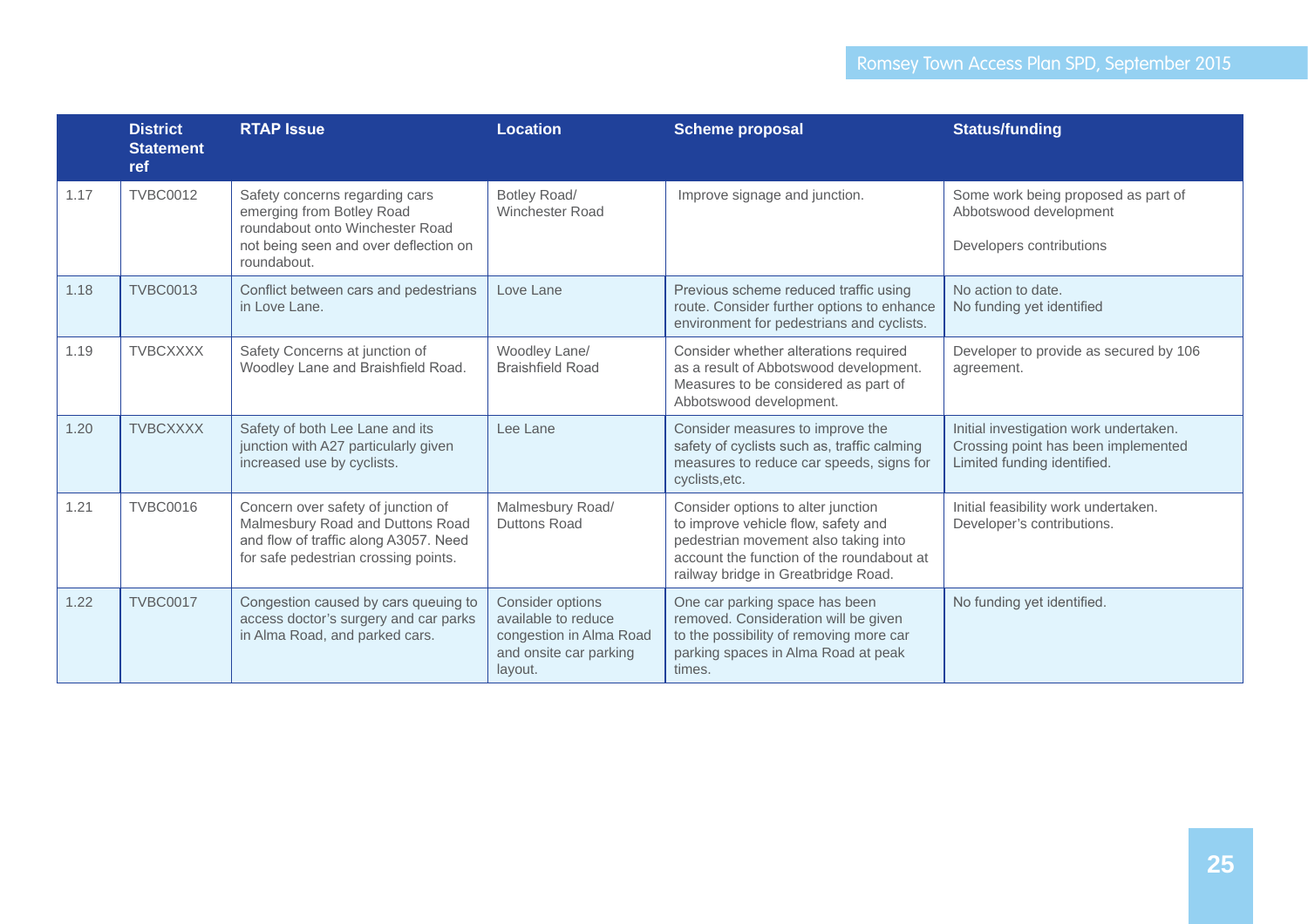| | District Statement ref | RTAP Issue | Location | Scheme proposal | Status/funding |
|---|---|---|---|---|---|
| 1.17 | TVBC0012 | Safety concerns regarding cars emerging from Botley Road roundabout onto Winchester Road not being seen and over deflection on roundabout. | Botley Road/ Winchester Road | Improve signage and junction. | Some work being proposed as part of Abbotswood development<br><br>Developers contributions |
| 1.18 | TVBC0013 | Conflict between cars and pedestrians in Love Lane. | Love Lane | Previous scheme reduced traffic using route. Consider further options to enhance environment for pedestrians and cyclists. | No action to date.<br>No funding yet identified |
| 1.19 | TVBCXXXX | Safety Concerns at junction of Woodley Lane and Braishfield Road. | Woodley Lane/ Braishfield Road | Consider whether alterations required as a result of Abbotswood development. Measures to be considered as part of Abbotswood development. | Developer to provide as secured by 106 agreement. |
| 1.20 | TVBCXXXX | Safety of both Lee Lane and its junction with A27 particularly given increased use by cyclists. | Lee Lane | Consider measures to improve the safety of cyclists such as, traffic calming measures to reduce car speeds, signs for cyclists,etc. | Initial investigation work undertaken. Crossing point has been implemented Limited funding identified. |
| 1.21 | TVBC0016 | Concern over safety of junction of Malmesbury Road and Duttons Road and flow of traffic along A3057. Need for safe pedestrian crossing points. | Malmesbury Road/ Duttons Road | Consider options to alter junction to improve vehicle flow, safety and pedestrian movement also taking into account the function of the roundabout at railway bridge in Greatbridge Road. | Initial feasibility work undertaken. Developer's contributions. |
| 1.22 | TVBC0017 | Congestion caused by cars queuing to access doctor's surgery and car parks in Alma Road, and parked cars. | Consider options available to reduce congestion in Alma Road and onsite car parking layout. | One car parking space has been removed. Consideration will be given to the possibility of removing more car parking spaces in Alma Road at peak times. | No funding yet identified. |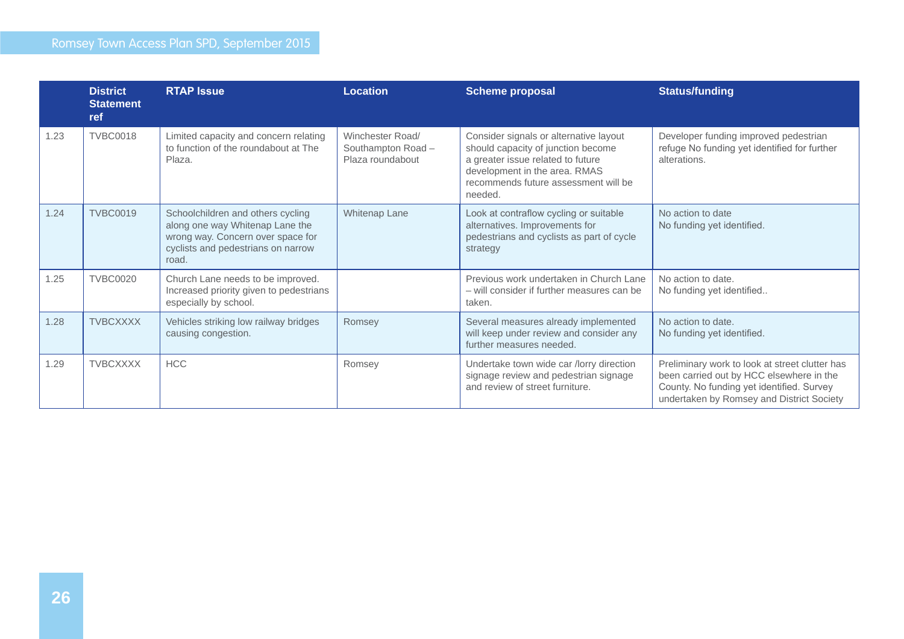| | District Statement ref | RTAP Issue | Location | Scheme proposal | Status/funding |
|---|---|---|---|---|---|
| 1.23 | TVBC0018 | Limited capacity and concern relating to function of the roundabout at The Plaza. | Winchester Road/ Southampton Road – Plaza roundabout | Consider signals or alternative layout should capacity of junction become a greater issue related to future development in the area. RMAS recommends future assessment will be needed. | Developer funding improved pedestrian refuge No funding yet identified for further alterations. |
| 1.24 | TVBC0019 | Schoolchildren and others cycling along one way Whitenap Lane the wrong way. Concern over space for cyclists and pedestrians on narrow road. | Whitenap Lane | Look at contraflow cycling or suitable alternatives. Improvements for pedestrians and cyclists as part of cycle strategy | No action to date<br>No funding yet identified. |
| 1.25 | TVBC0020 | Church Lane needs to be improved. Increased priority given to pedestrians especially by school. | | Previous work undertaken in Church Lane – will consider if further measures can be taken. | No action to date.<br>No funding yet identified.. |
| 1.28 | TVBCXXXX | Vehicles striking low railway bridges causing congestion. | Romsey | Several measures already implemented will keep under review and consider any further measures needed. | No action to date.<br>No funding yet identified. |
| 1.29 | TVBCXXXX | HCC | Romsey | Undertake town wide car /lorry direction signage review and pedestrian signage and review of street furniture. | Preliminary work to look at street clutter has been carried out by HCC elsewhere in the County. No funding yet identified. Survey undertaken by Romsey and District Society |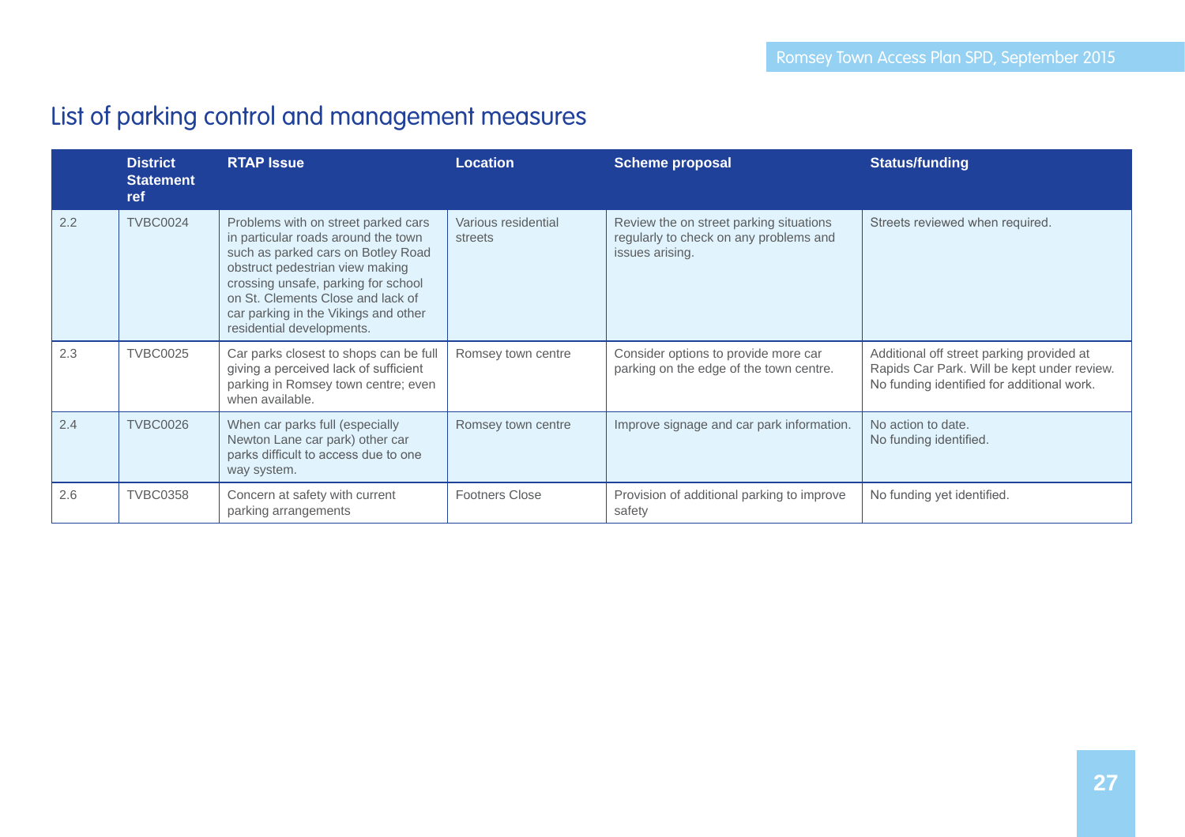## List of parking control and management measures

| | District Statement ref | RTAP Issue | Location | Scheme proposal | Status/funding |
|---|---|---|---|---|---|
| 2.2 | TVBC0024 | Problems with on street parked cars in particular roads around the town such as parked cars on Botley Road obstruct pedestrian view making crossing unsafe, parking for school on St. Clements Close and lack of car parking in the Vikings and other residential developments. | Various residential streets | Review the on street parking situations regularly to check on any problems and issues arising. | Streets reviewed when required. |
| 2.3 | TVBC0025 | Car parks closest to shops can be full giving a perceived lack of sufficient parking in Romsey town centre; even when available. | Romsey town centre | Consider options to provide more car parking on the edge of the town centre. | Additional off street parking provided at Rapids Car Park. Will be kept under review. No funding identified for additional work. |
| 2.4 | TVBC0026 | When car parks full (especially Newton Lane car park) other car parks difficult to access due to one way system. | Romsey town centre | Improve signage and car park information. | No action to date. No funding identified. |
| 2.6 | TVBC0358 | Concern at safety with current parking arrangements | Footners Close | Provision of additional parking to improve safety | No funding yet identified. |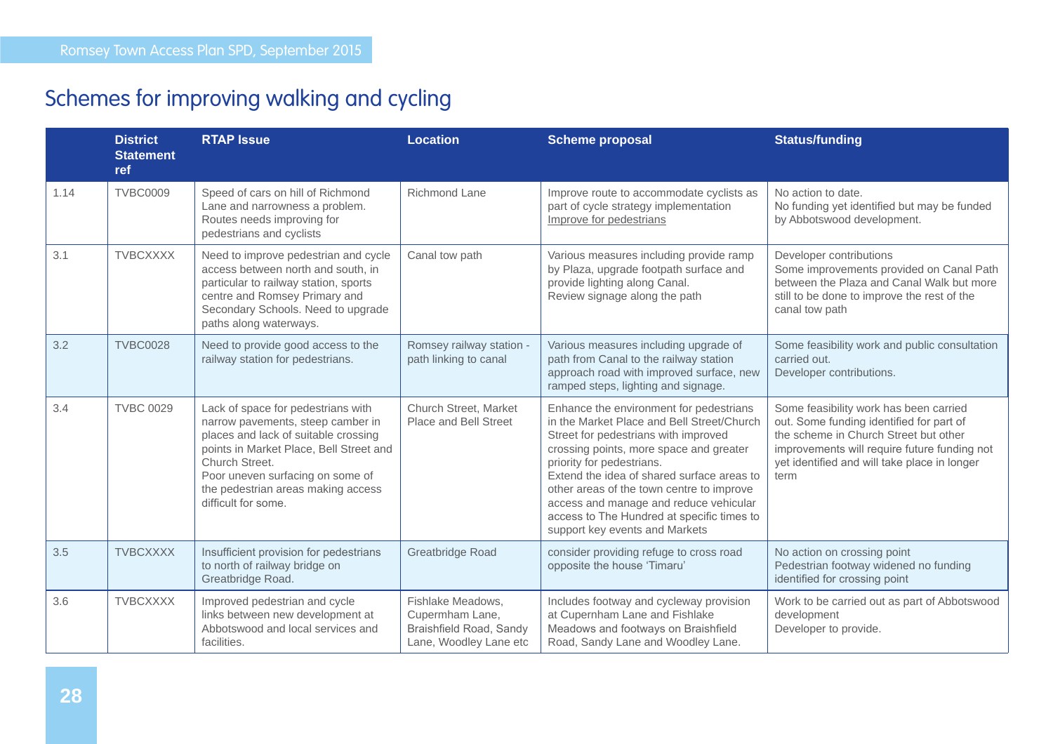## Schemes for improving walking and cycling

| | District Statement ref | RTAP Issue | Location | Scheme proposal | Status/funding |
|---|---|---|---|---|---|
| 1.14 | TVBC0009 | Speed of cars on hill of Richmond Lane and narrowness a problem. Routes needs improving for pedestrians and cyclists | Richmond Lane | Improve route to accommodate cyclists as part of cycle strategy implementation Improve for pedestrians | No action to date. No funding yet identified but may be funded by Abbotswood development. |
| 3.1 | TVBCXXXX | Need to improve pedestrian and cycle access between north and south, in particular to railway station, sports centre and Romsey Primary and Secondary Schools. Need to upgrade paths along waterways. | Canal tow path | Various measures including provide ramp by Plaza, upgrade footpath surface and provide lighting along Canal. Review signage along the path | Developer contributions Some improvements provided on Canal Path between the Plaza and Canal Walk but more still to be done to improve the rest of the canal tow path |
| 3.2 | TVBC0028 | Need to provide good access to the railway station for pedestrians. | Romsey railway station - path linking to canal | Various measures including upgrade of path from Canal to the railway station approach road with improved surface, new ramped steps, lighting and signage. | Some feasibility work and public consultation carried out. Developer contributions. |
| 3.4 | TVBC 0029 | Lack of space for pedestrians with narrow pavements, steep camber in places and lack of suitable crossing points in Market Place, Bell Street and Church Street. Poor uneven surfacing on some of the pedestrian areas making access difficult for some. | Church Street, Market Place and Bell Street | Enhance the environment for pedestrians in the Market Place and Bell Street/Church Street for pedestrians with improved crossing points, more space and greater priority for pedestrians. Extend the idea of shared surface areas to other areas of the town centre to improve access and manage and reduce vehicular access to The Hundred at specific times to support key events and Markets | Some feasibility work has been carried out. Some funding identified for part of the scheme in Church Street but other improvements will require future funding not yet identified and will take place in longer term |
| 3.5 | TVBCXXXX | Insufficient provision for pedestrians to north of railway bridge on Greatbridge Road. | Greatbridge Road | consider providing refuge to cross road opposite the house 'Timaru' | No action on crossing point Pedestrian footway widened no funding identified for crossing point |
| 3.6 | TVBCXXXX | Improved pedestrian and cycle links between new development at Abbotswood and local services and facilities. | Fishlake Meadows, Cupermham Lane, Braishfield Road, Sandy Lane, Woodley Lane etc | Includes footway and cycleway provision at Cupernham Lane and Fishlake Meadows and footways on Braishfield Road, Sandy Lane and Woodley Lane. | Work to be carried out as part of Abbotswood development Developer to provide. |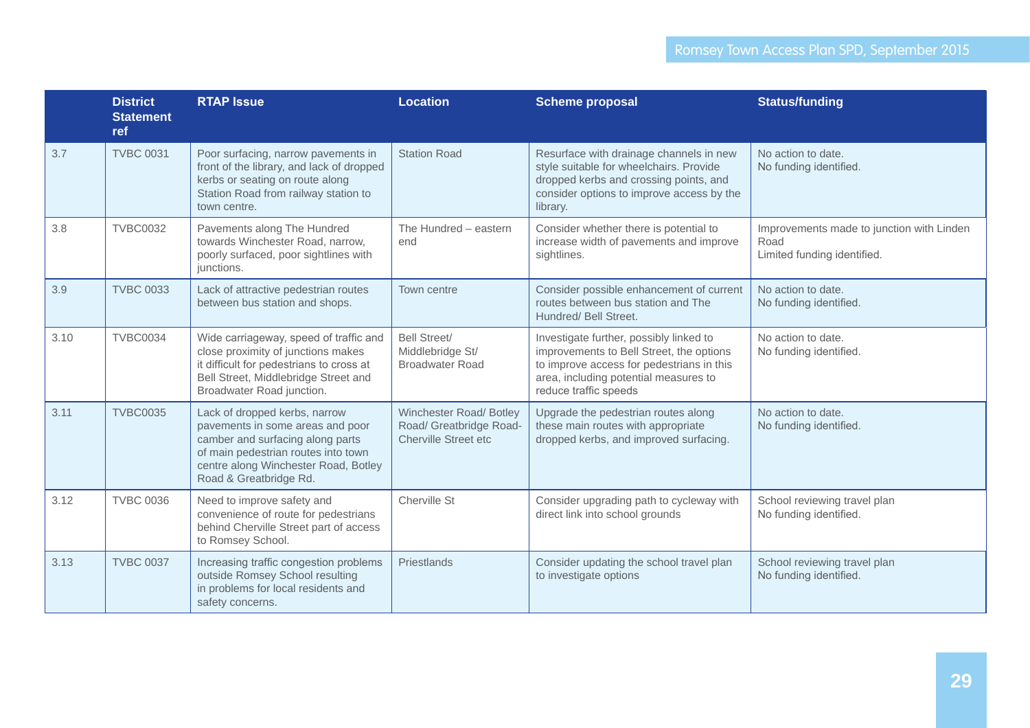| | District Statement ref | RTAP Issue | Location | Scheme proposal | Status/funding |
|---|---|---|---|---|---|
| 3.7 | TVBC 0031 | Poor surfacing, narrow pavements in front of the library, and lack of dropped kerbs or seating on route along Station Road from railway station to town centre. | Station Road | Resurface with drainage channels in new style suitable for wheelchairs. Provide dropped kerbs and crossing points, and consider options to improve access by the library. | No action to date.<br>No funding identified. |
| 3.8 | TVBC0032 | Pavements along The Hundred towards Winchester Road, narrow, poorly surfaced, poor sightlines with junctions. | The Hundred – eastern end | Consider whether there is potential to increase width of pavements and improve sightlines. | Improvements made to junction with Linden Road<br>Limited funding identified. |
| 3.9 | TVBC 0033 | Lack of attractive pedestrian routes between bus station and shops. | Town centre | Consider possible enhancement of current routes between bus station and The Hundred/ Bell Street. | No action to date.<br>No funding identified. |
| 3.10 | TVBC0034 | Wide carriageway, speed of traffic and close proximity of junctions makes it difficult for pedestrians to cross at Bell Street, Middlebridge Street and Broadwater Road junction. | Bell Street/ Middlebridge St/ Broadwater Road | Investigate further, possibly linked to improvements to Bell Street, the options to improve access for pedestrians in this area, including potential measures to reduce traffic speeds | No action to date.<br>No funding identified. |
| 3.11 | TVBC0035 | Lack of dropped kerbs, narrow pavements in some areas and poor camber and surfacing along parts of main pedestrian routes into town centre along Winchester Road, Botley Road & Greatbridge Rd. | Winchester Road/ Botley Road/ Greatbridge Road-Cherville Street etc | Upgrade the pedestrian routes along these main routes with appropriate dropped kerbs, and improved surfacing. | No action to date.<br>No funding identified. |
| 3.12 | TVBC 0036 | Need to improve safety and convenience of route for pedestrians behind Cherville Street part of access to Romsey School. | Cherville St | Consider upgrading path to cycleway with direct link into school grounds | School reviewing travel plan<br>No funding identified. |
| 3.13 | TVBC 0037 | Increasing traffic congestion problems outside Romsey School resulting in problems for local residents and safety concerns. | Priestlands | Consider updating the school travel plan to investigate options | School reviewing travel plan<br>No funding identified. |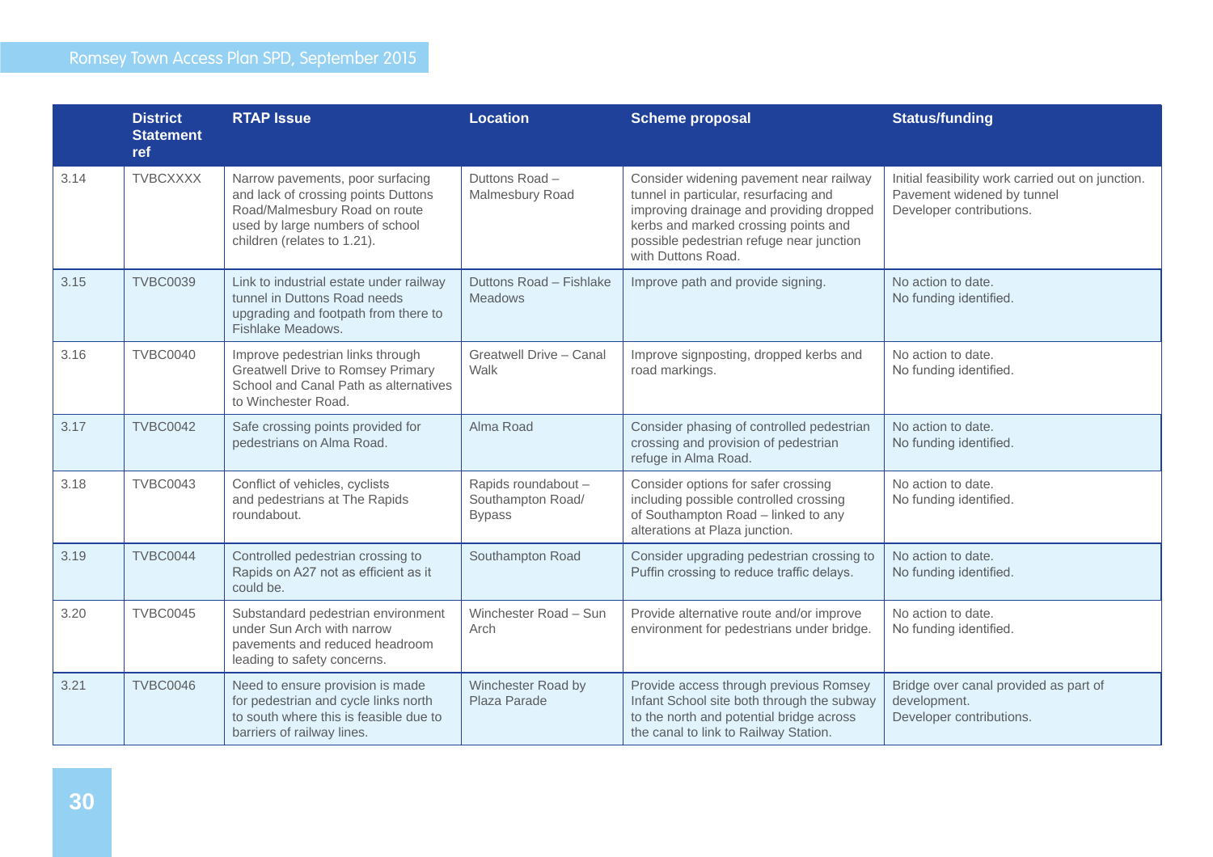| | District Statement ref | RTAP Issue | Location | Scheme proposal | Status/funding |
|---|---|---|---|---|---|
| 3.14 | TVBCXXXX | Narrow pavements, poor surfacing and lack of crossing points Duttons Road/Malmesbury Road on route used by large numbers of school children (relates to 1.21). | Duttons Road – Malmesbury Road | Consider widening pavement near railway tunnel in particular, resurfacing and improving drainage and providing dropped kerbs and marked crossing points and possible pedestrian refuge near junction with Duttons Road. | Initial feasibility work carried out on junction. Pavement widened by tunnel Developer contributions. |
| 3.15 | TVBC0039 | Link to industrial estate under railway tunnel in Duttons Road needs upgrading and footpath from there to Fishlake Meadows. | Duttons Road – Fishlake Meadows | Improve path and provide signing. | No action to date. No funding identified. |
| 3.16 | TVBC0040 | Improve pedestrian links through Greatwell Drive to Romsey Primary School and Canal Path as alternatives to Winchester Road. | Greatwell Drive – Canal Walk | Improve signposting, dropped kerbs and road markings. | No action to date. No funding identified. |
| 3.17 | TVBC0042 | Safe crossing points provided for pedestrians on Alma Road. | Alma Road | Consider phasing of controlled pedestrian crossing and provision of pedestrian refuge in Alma Road. | No action to date. No funding identified. |
| 3.18 | TVBC0043 | Conflict of vehicles, cyclists and pedestrians at The Rapids roundabout. | Rapids roundabout – Southampton Road/ Bypass | Consider options for safer crossing including possible controlled crossing of Southampton Road – linked to any alterations at Plaza junction. | No action to date. No funding identified. |
| 3.19 | TVBC0044 | Controlled pedestrian crossing to Rapids on A27 not as efficient as it could be. | Southampton Road | Consider upgrading pedestrian crossing to Puffin crossing to reduce traffic delays. | No action to date. No funding identified. |
| 3.20 | TVBC0045 | Substandard pedestrian environment under Sun Arch with narrow pavements and reduced headroom leading to safety concerns. | Winchester Road – Sun Arch | Provide alternative route and/or improve environment for pedestrians under bridge. | No action to date. No funding identified. |
| 3.21 | TVBC0046 | Need to ensure provision is made for pedestrian and cycle links north to south where this is feasible due to barriers of railway lines. | Winchester Road by Plaza Parade | Provide access through previous Romsey Infant School site both through the subway to the north and potential bridge across the canal to link to Railway Station. | Bridge over canal provided as part of development. Developer contributions. |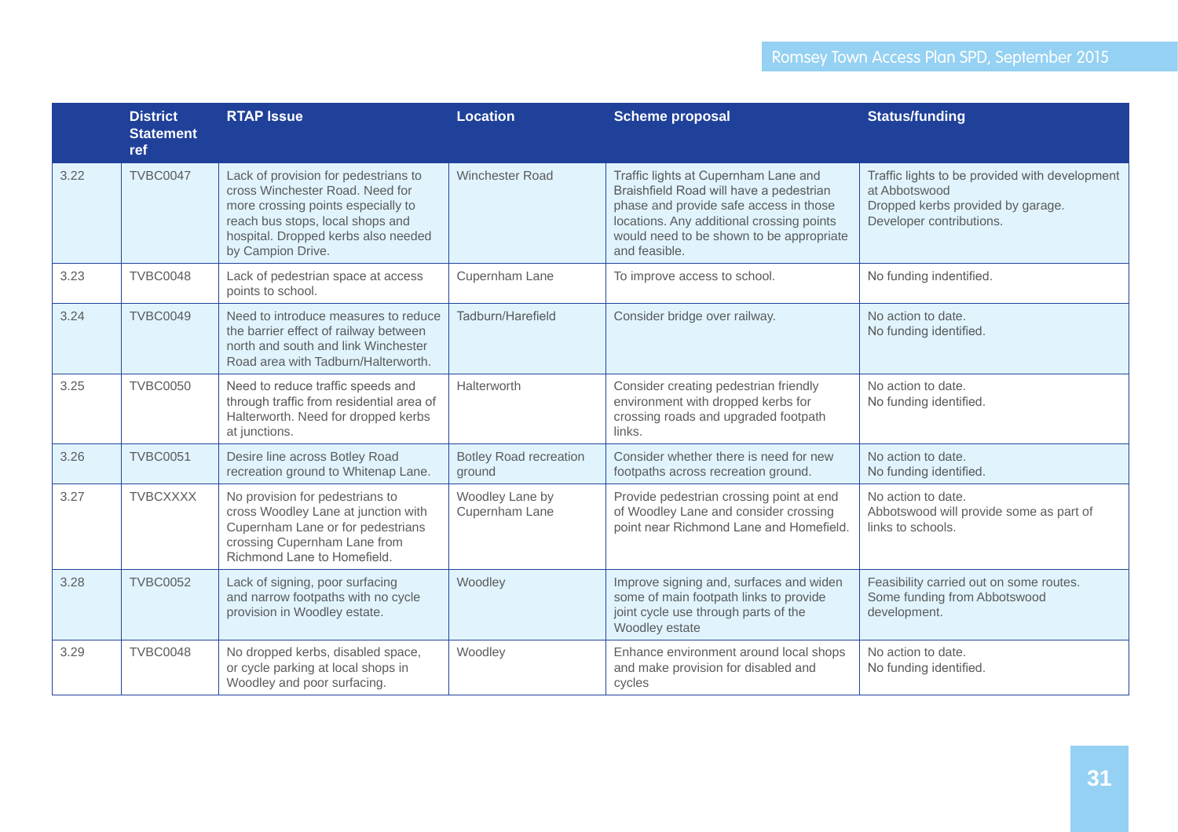| | District Statement ref | RTAP Issue | Location | Scheme proposal | Status/funding |
|---|---|---|---|---|---|
| 3.22 | TVBC0047 | Lack of provision for pedestrians to cross Winchester Road. Need for more crossing points especially to reach bus stops, local shops and hospital. Dropped kerbs also needed by Campion Drive. | Winchester Road | Traffic lights at Cupernham Lane and Braishfield Road will have a pedestrian phase and provide safe access in those locations. Any additional crossing points would need to be shown to be appropriate and feasible. | Traffic lights to be provided with development at Abbotswood<br>Dropped kerbs provided by garage.<br>Developer contributions. |
| 3.23 | TVBC0048 | Lack of pedestrian space at access points to school. | Cupernham Lane | To improve access to school. | No funding indentified. |
| 3.24 | TVBC0049 | Need to introduce measures to reduce the barrier effect of railway between north and south and link Winchester Road area with Tadburn/Halterworth. | Tadburn/Harefield | Consider bridge over railway. | No action to date.<br>No funding identified. |
| 3.25 | TVBC0050 | Need to reduce traffic speeds and through traffic from residential area of Halterworth. Need for dropped kerbs at junctions. | Halterworth | Consider creating pedestrian friendly environment with dropped kerbs for crossing roads and upgraded footpath links. | No action to date.<br>No funding identified. |
| 3.26 | TVBC0051 | Desire line across Botley Road recreation ground to Whitenap Lane. | Botley Road recreation ground | Consider whether there is need for new footpaths across recreation ground. | No action to date.<br>No funding identified. |
| 3.27 | TVBCXXXX | No provision for pedestrians to cross Woodley Lane at junction with Cupernham Lane or for pedestrians crossing Cupernham Lane from Richmond Lane to Homefield. | Woodley Lane by Cupernham Lane | Provide pedestrian crossing point at end of Woodley Lane and consider crossing point near Richmond Lane and Homefield. | No action to date.<br>Abbotswood will provide some as part of links to schools. |
| 3.28 | TVBC0052 | Lack of signing, poor surfacing and narrow footpaths with no cycle provision in Woodley estate. | Woodley | Improve signing and, surfaces and widen some of main footpath links to provide joint cycle use through parts of the Woodley estate | Feasibility carried out on some routes.<br>Some funding from Abbotswood development. |
| 3.29 | TVBC0048 | No dropped kerbs, disabled space, or cycle parking at local shops in Woodley and poor surfacing. | Woodley | Enhance environment around local shops and make provision for disabled and cycles | No action to date.<br>No funding identified. |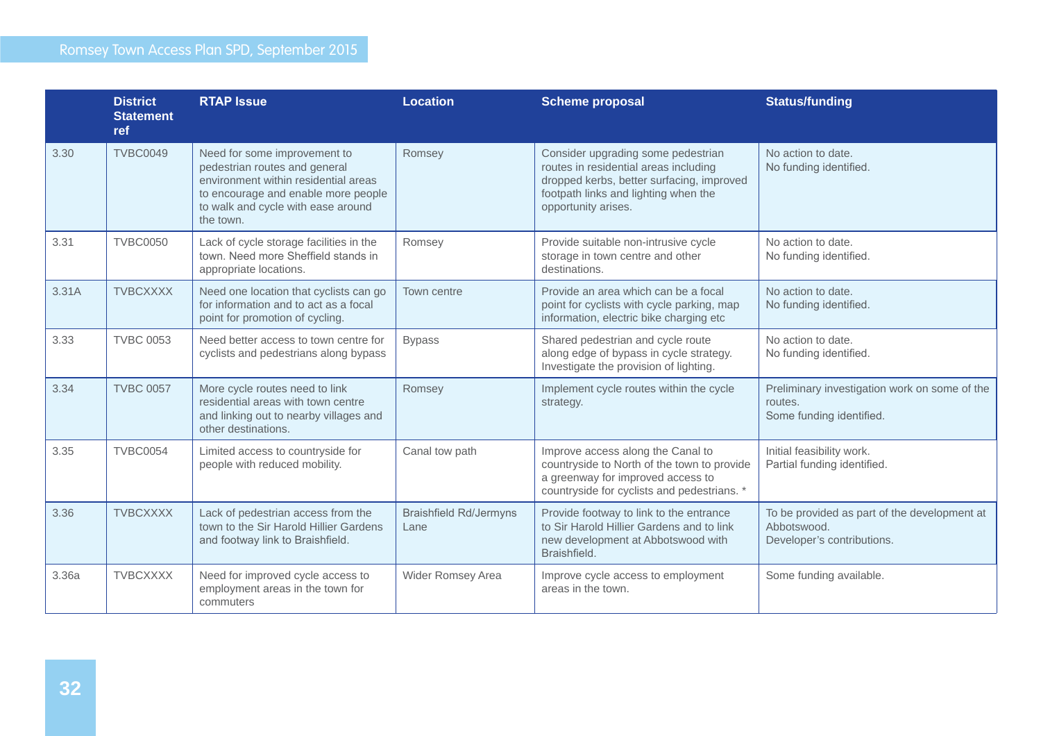| | District Statement ref | RTAP Issue | Location | Scheme proposal | Status/funding |
|---|---|---|---|---|---|
| 3.30 | TVBC0049 | Need for some improvement to pedestrian routes and general environment within residential areas to encourage and enable more people to walk and cycle with ease around the town. | Romsey | Consider upgrading some pedestrian routes in residential areas including dropped kerbs, better surfacing, improved footpath links and lighting when the opportunity arises. | No action to date.<br>No funding identified. |
| 3.31 | TVBC0050 | Lack of cycle storage facilities in the town. Need more Sheffield stands in appropriate locations. | Romsey | Provide suitable non-intrusive cycle storage in town centre and other destinations. | No action to date.<br>No funding identified. |
| 3.31A | TVBCXXXX | Need one location that cyclists can go for information and to act as a focal point for promotion of cycling. | Town centre | Provide an area which can be a focal point for cyclists with cycle parking, map information, electric bike charging etc | No action to date.<br>No funding identified. |
| 3.33 | TVBC 0053 | Need better access to town centre for cyclists and pedestrians along bypass | Bypass | Shared pedestrian and cycle route along edge of bypass in cycle strategy. Investigate the provision of lighting. | No action to date.<br>No funding identified. |
| 3.34 | TVBC 0057 | More cycle routes need to link residential areas with town centre and linking out to nearby villages and other destinations. | Romsey | Implement cycle routes within the cycle strategy. | Preliminary investigation work on some of the routes.<br>Some funding identified. |
| 3.35 | TVBC0054 | Limited access to countryside for people with reduced mobility. | Canal tow path | Improve access along the Canal to countryside to North of the town to provide a greenway for improved access to countryside for cyclists and pedestrians. * | Initial feasibility work.<br>Partial funding identified. |
| 3.36 | TVBCXXXX | Lack of pedestrian access from the town to the Sir Harold Hillier Gardens and footway link to Braishfield. | Braishfield Rd/Jermyns Lane | Provide footway to link to the entrance to Sir Harold Hillier Gardens and to link new development at Abbotswood with Braishfield. | To be provided as part of the development at Abbotswood.<br>Developer's contributions. |
| 3.36a | TVBCXXXX | Need for improved cycle access to employment areas in the town for commuters | Wider Romsey Area | Improve cycle access to employment areas in the town. | Some funding available. |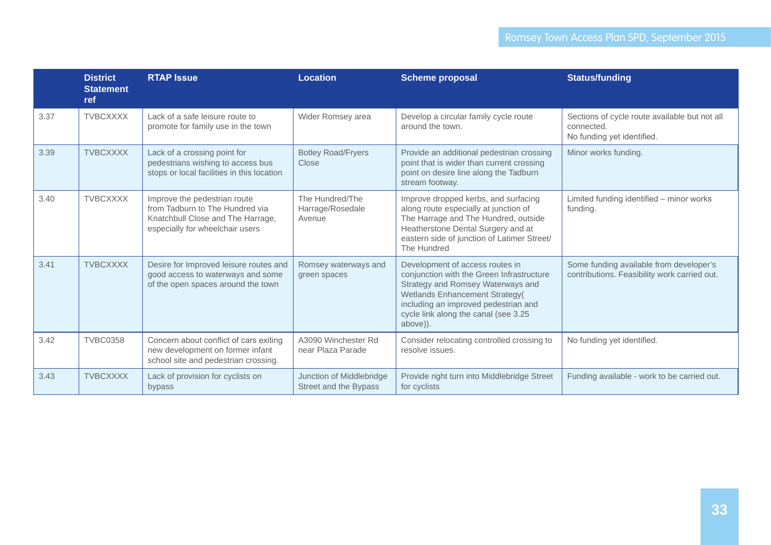| | District Statement ref | RTAP Issue | Location | Scheme proposal | Status/funding |
|---|---|---|---|---|---|
| 3.37 | TVBCXXXX | Lack of a safe leisure route to promote for family use in the town | Wider Romsey area | Develop a circular family cycle route around the town. | Sections of cycle route available but not all connected.<br>No funding yet identified. |
| 3.39 | TVBCXXXX | Lack of a crossing point for pedestrians wishing to access bus stops or local facilities in this location | Botley Road/Fryers Close | Provide an additional pedestrian crossing point that is wider than current crossing point on desire line along the Tadburn stream footway. | Minor works funding. |
| 3.40 | TVBCXXXX | Improve the pedestrian route from Tadburn to The Hundred via Knatchbull Close and The Harrage, especially for wheelchair users | The Hundred/The Harrage/Rosedale Avenue | Improve dropped kerbs, and surfacing along route especially at junction of The Harrage and The Hundred, outside Heatherstone Dental Surgery and at eastern side of junction of Latimer Street/ The Hundred | Limited funding identified – minor works funding. |
| 3.41 | TVBCXXXX | Desire for Improved leisure routes and good access to waterways and some of the open spaces around the town | Romsey waterways and green spaces | Development of access routes in conjunction with the Green Infrastructure Strategy and Romsey Waterways and Wetlands Enhancement Strategy( including an improved pedestrian and cycle link along the canal (see 3.25 above)). | Some funding available from developer's contributions. Feasibility work carried out. |
| 3.42 | TVBC0358 | Concern about conflict of cars exiting new development on former infant school site and pedestrian crossing. | A3090 Winchester Rd near Plaza Parade | Consider relocating controlled crossing to resolve issues. | No funding yet identified. |
| 3.43 | TVBCXXXX | Lack of provision for cyclists on bypass | Junction of Middlebridge Street and the Bypass | Provide right turn into Middlebridge Street for cyclists | Funding available - work to be carried out. |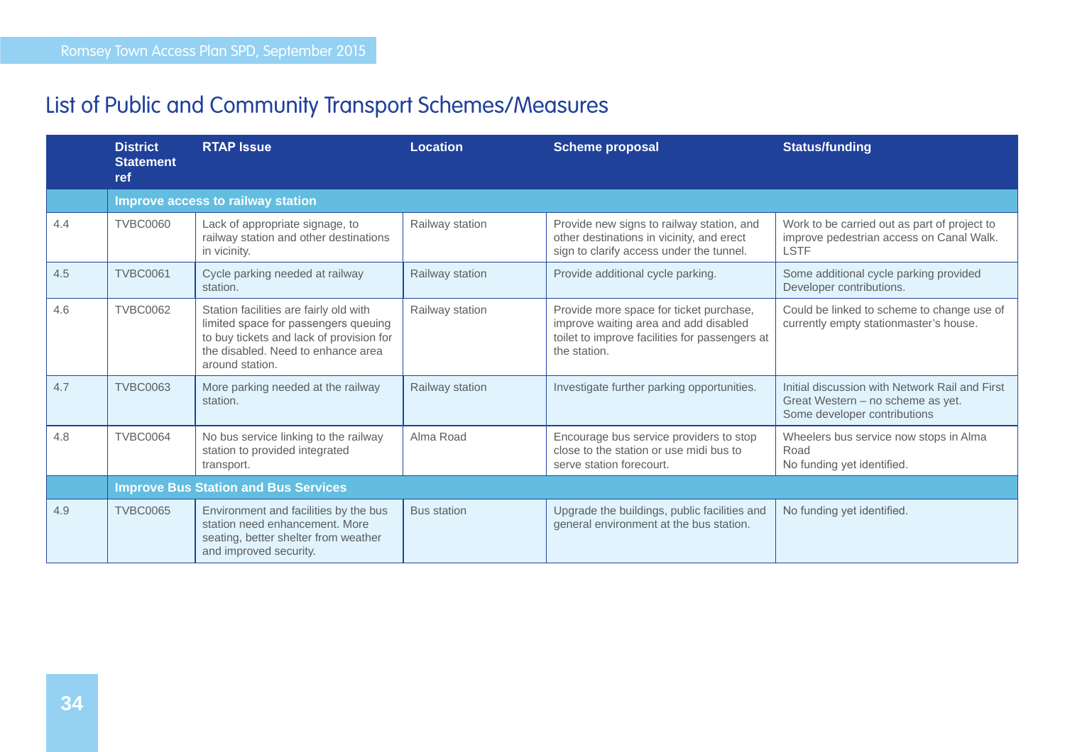## List of Public and Community Transport Schemes/Measures

| | District Statement ref | RTAP Issue | Location | Scheme proposal | Status/funding |
|---|---|---|---|---|---|
| | **Improve access to railway station** | | | | |
| 4.4 | TVBC0060 | Lack of appropriate signage, to railway station and other destinations in vicinity. | Railway station | Provide new signs to railway station, and other destinations in vicinity, and erect sign to clarify access under the tunnel. | Work to be carried out as part of project to improve pedestrian access on Canal Walk. LSTF |
| 4.5 | TVBC0061 | Cycle parking needed at railway station. | Railway station | Provide additional cycle parking. | Some additional cycle parking provided Developer contributions. |
| 4.6 | TVBC0062 | Station facilities are fairly old with limited space for passengers queuing to buy tickets and lack of provision for the disabled. Need to enhance area around station. | Railway station | Provide more space for ticket purchase, improve waiting area and add disabled toilet to improve facilities for passengers at the station. | Could be linked to scheme to change use of currently empty stationmaster's house. |
| 4.7 | TVBC0063 | More parking needed at the railway station. | Railway station | Investigate further parking opportunities. | Initial discussion with Network Rail and First Great Western – no scheme as yet. Some developer contributions |
| 4.8 | TVBC0064 | No bus service linking to the railway station to provided integrated transport. | Alma Road | Encourage bus service providers to stop close to the station or use midi bus to serve station forecourt. | Wheelers bus service now stops in Alma Road No funding yet identified. |
| | **Improve Bus Station and Bus Services** | | | | |
| 4.9 | TVBC0065 | Environment and facilities by the bus station need enhancement. More seating, better shelter from weather and improved security. | Bus station | Upgrade the buildings, public facilities and general environment at the bus station. | No funding yet identified. |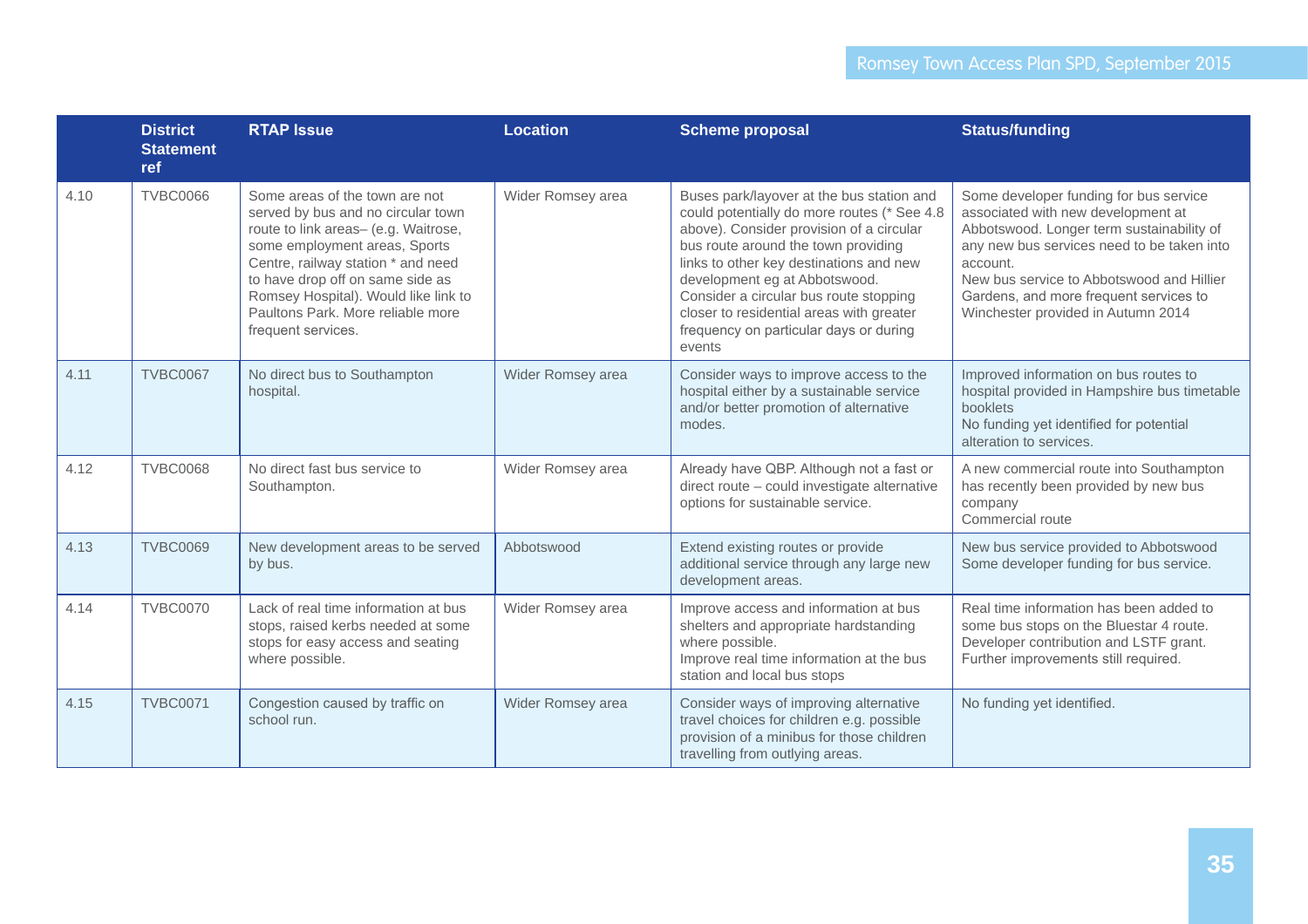| | District Statement ref | RTAP Issue | Location | Scheme proposal | Status/funding |
|---|---|---|---|---|---|
| 4.10 | TVBC0066 | Some areas of the town are not served by bus and no circular town route to link areas– (e.g. Waitrose, some employment areas, Sports Centre, railway station * and need to have drop off on same side as Romsey Hospital). Would like link to Paultons Park. More reliable more frequent services. | Wider Romsey area | Buses park/layover at the bus station and could potentially do more routes (* See 4.8 above). Consider provision of a circular bus route around the town providing links to other key destinations and new development eg at Abbotswood. Consider a circular bus route stopping closer to residential areas with greater frequency on particular days or during events | Some developer funding for bus service associated with new development at Abbotswood. Longer term sustainability of any new bus services need to be taken into account.<br>New bus service to Abbotswood and Hillier Gardens, and more frequent services to Winchester provided in Autumn 2014 |
| 4.11 | TVBC0067 | No direct bus to Southampton hospital. | Wider Romsey area | Consider ways to improve access to the hospital either by a sustainable service and/or better promotion of alternative modes. | Improved information on bus routes to hospital provided in Hampshire bus timetable booklets<br>No funding yet identified for potential alteration to services. |
| 4.12 | TVBC0068 | No direct fast bus service to Southampton. | Wider Romsey area | Already have QBP. Although not a fast or direct route – could investigate alternative options for sustainable service. | A new commercial route into Southampton has recently been provided by new bus company<br>Commercial route |
| 4.13 | TVBC0069 | New development areas to be served by bus. | Abbotswood | Extend existing routes or provide additional service through any large new development areas. | New bus service provided to Abbotswood<br>Some developer funding for bus service. |
| 4.14 | TVBC0070 | Lack of real time information at bus stops, raised kerbs needed at some stops for easy access and seating where possible. | Wider Romsey area | Improve access and information at bus shelters and appropriate hardstanding where possible.<br>Improve real time information at the bus station and local bus stops | Real time information has been added to some bus stops on the Bluestar 4 route. Developer contribution and LSTF grant. Further improvements still required. |
| 4.15 | TVBC0071 | Congestion caused by traffic on school run. | Wider Romsey area | Consider ways of improving alternative travel choices for children e.g. possible provision of a minibus for those children travelling from outlying areas. | No funding yet identified. |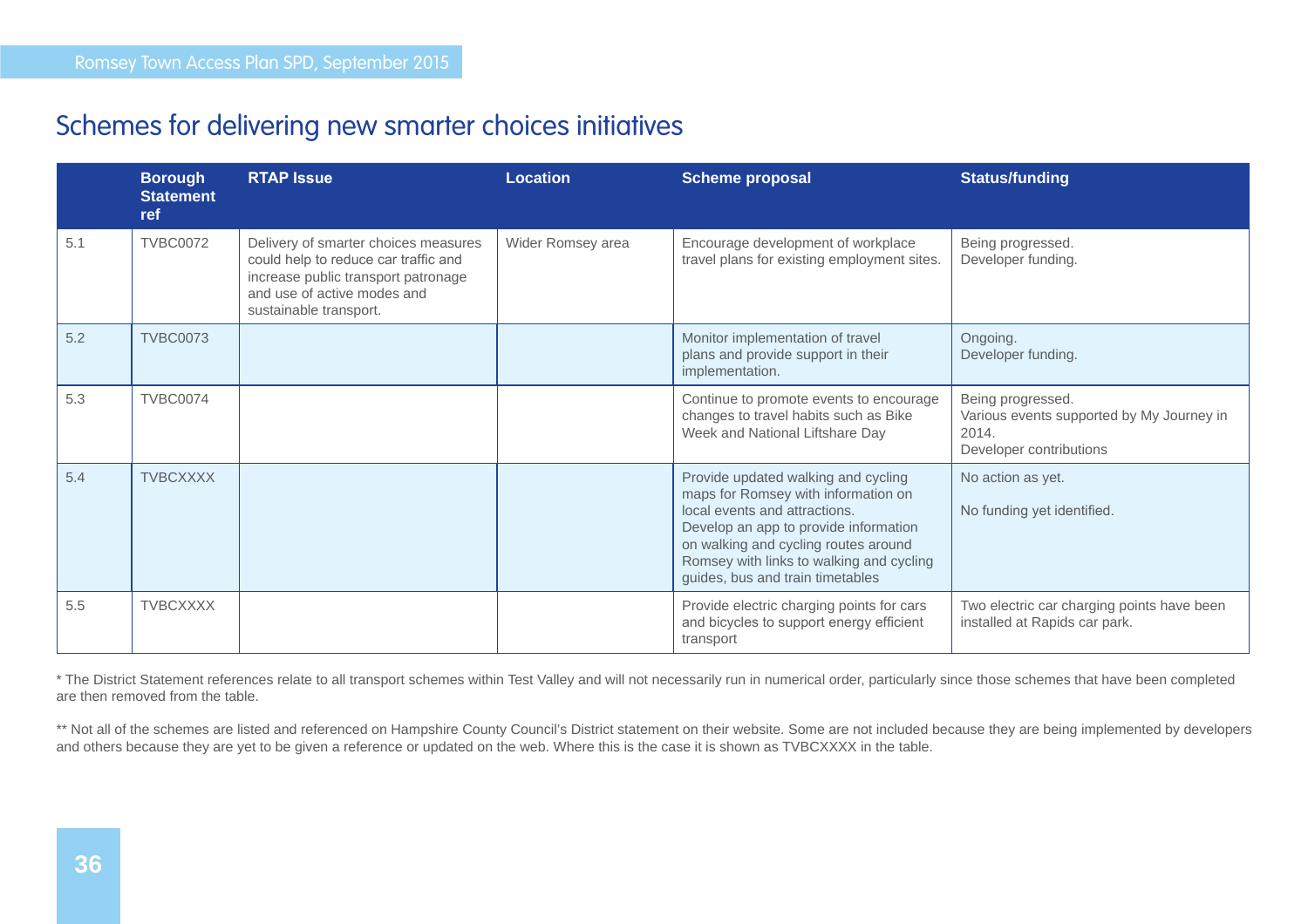## Schemes for delivering new smarter choices initiatives

| | Borough Statement ref | RTAP Issue | Location | Scheme proposal | Status/funding |
|---|---|---|---|---|---|
| 5.1 | TVBC0072 | Delivery of smarter choices measures could help to reduce car traffic and increase public transport patronage and use of active modes and sustainable transport. | Wider Romsey area | Encourage development of workplace travel plans for existing employment sites. | Being progressed.<br>Developer funding. |
| 5.2 | TVBC0073 | | | Monitor implementation of travel plans and provide support in their implementation. | Ongoing.<br>Developer funding. |
| 5.3 | TVBC0074 | | | Continue to promote events to encourage changes to travel habits such as Bike Week and National Liftshare Day | Being progressed.<br>Various events supported by My Journey in 2014.<br>Developer contributions |
| 5.4 | TVBCXXXX | | | Provide updated walking and cycling maps for Romsey with information on local events and attractions.<br>Develop an app to provide information on walking and cycling routes around Romsey with links to walking and cycling guides, bus and train timetables | No action as yet.<br><br>No funding yet identified. |
| 5.5 | TVBCXXXX | | | Provide electric charging points for cars and bicycles to support energy efficient transport | Two electric car charging points have been installed at Rapids car park. |

* The District Statement references relate to all transport schemes within Test Valley and will not necessarily run in numerical order, particularly since those schemes that have been completed are then removed from the table.

** Not all of the schemes are listed and referenced on Hampshire County Council's District statement on their website. Some are not included because they are being implemented by developers and others because they are yet to be given a reference or updated on the web. Where this is the case it is shown as TVBCXXXX in the table.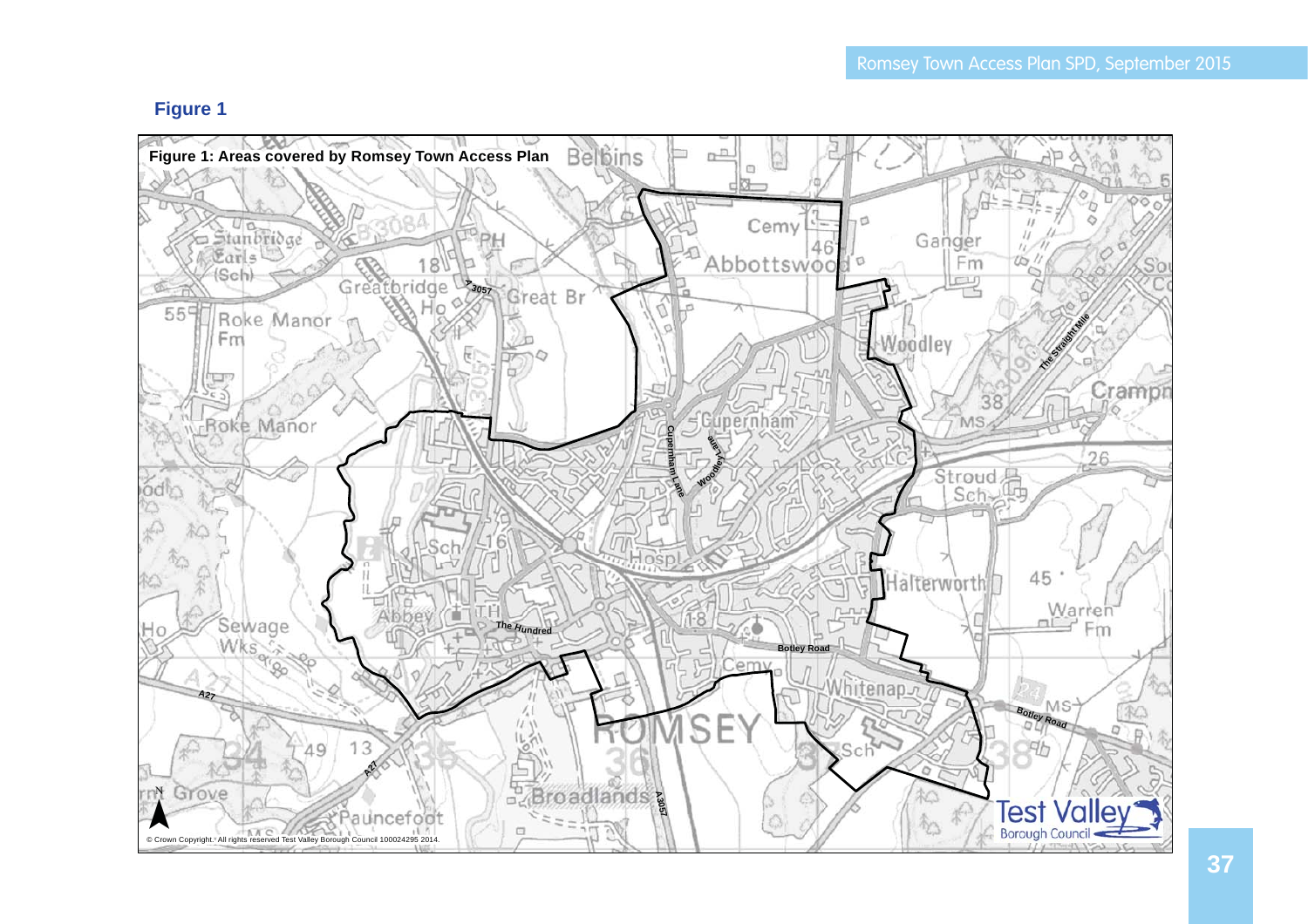## Figure 1

**Figure 1: Areas covered by Romsey Town Access Plan**

© Crown Copyright. All rights reserved Test Valley Borough Council 100024295 2014.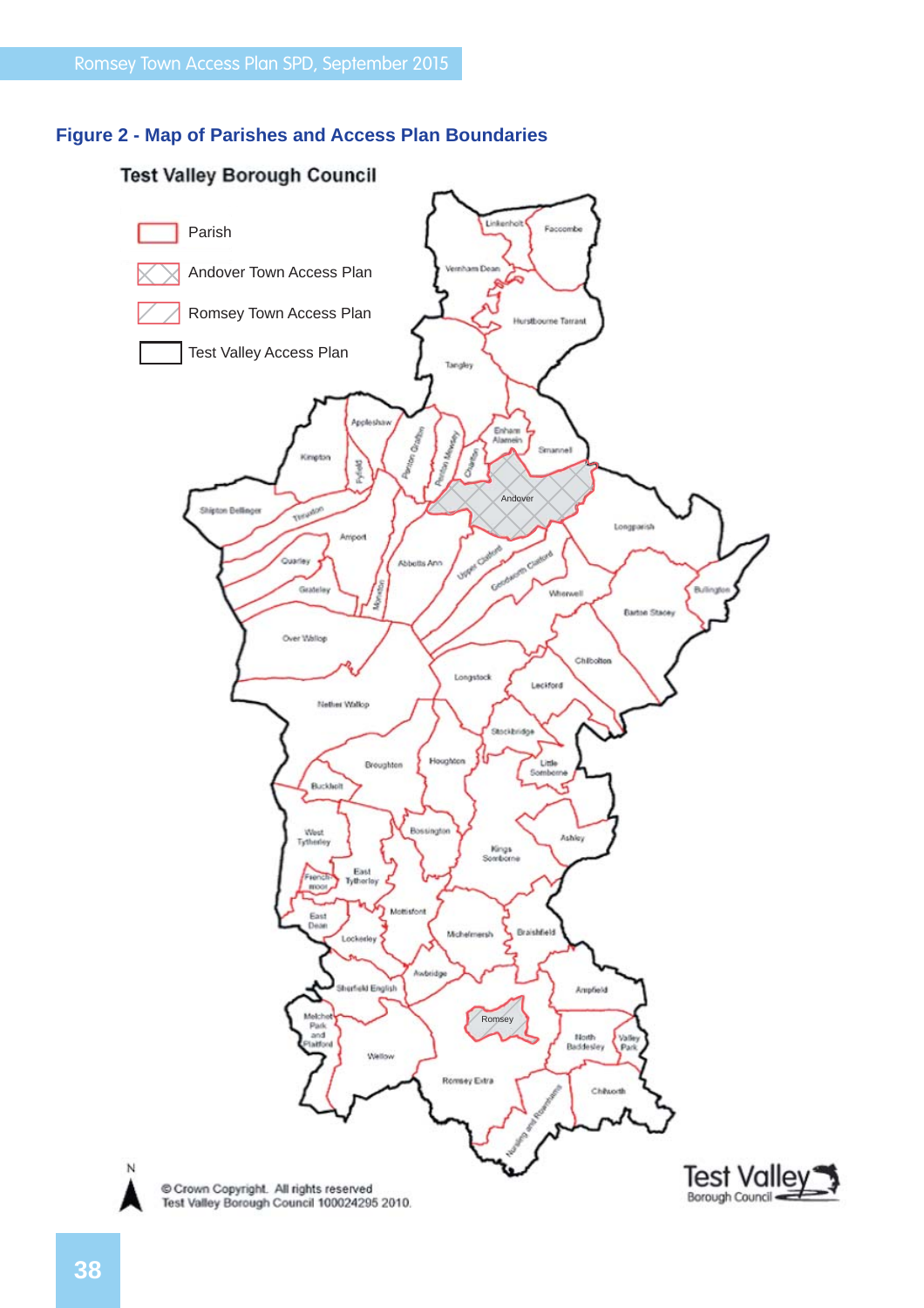## Figure 2 - Map of Parishes and Access Plan Boundaries

Test Valley Borough Council

- Parish
- Andover Town Access Plan
- Romsey Town Access Plan
- Test Valley Access Plan

Linkenholt, Faccombe, Vernham Dean, Hurstbourne Tarrant, Tangley, Appleshaw, Kimpton, Fyfield, Penton Grafton, Penton Mewsey, Charlton, Enham Alamein, Smannell, Andover, Shipton Bellinger, Thruxton, Amport, Quarley, Grateley, Monxton, Abbotts Ann, Upper Clatford, Goodworth Clatford, Longparish, Bullington, Wherwell, Barton Stacey, Over Wallop, Chilbolton, Longstock, Leckford, Nether Wallop, Stockbridge, Houghton, Broughton, Little Somborne, Buckholt, Bossington, Ashley, West Tytherley, Kings Somborne, Frenchmoor, East Tytherley, East Dean, Mottisfont, Lockerley, Michelmersh, Braishfield, Awbridge, Sherfield English, Ampfield, Melchet Park and Plaitford, Romsey, Wellow, North Baddesley, Valley Park, Romsey Extra, Chilworth, Nursling and Rownhams

© Crown Copyright. All rights reserved
Test Valley Borough Council 100024295 2010.

Test Valley Borough Council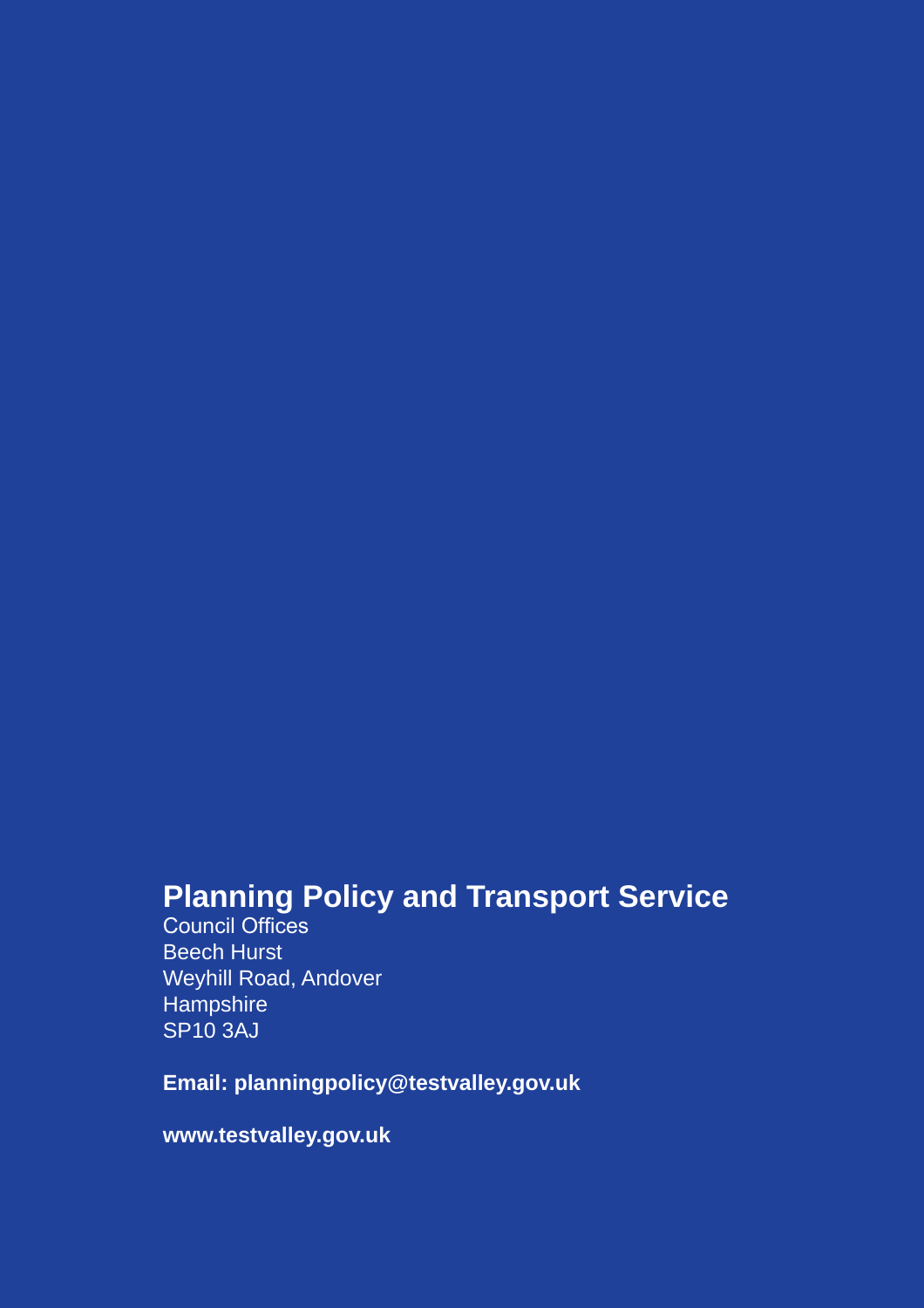## Planning Policy and Transport Service

Council Offices
Beech Hurst
Weyhill Road, Andover
Hampshire
SP10 3AJ

**Email: planningpolicy@testvalley.gov.uk**

**www.testvalley.gov.uk**